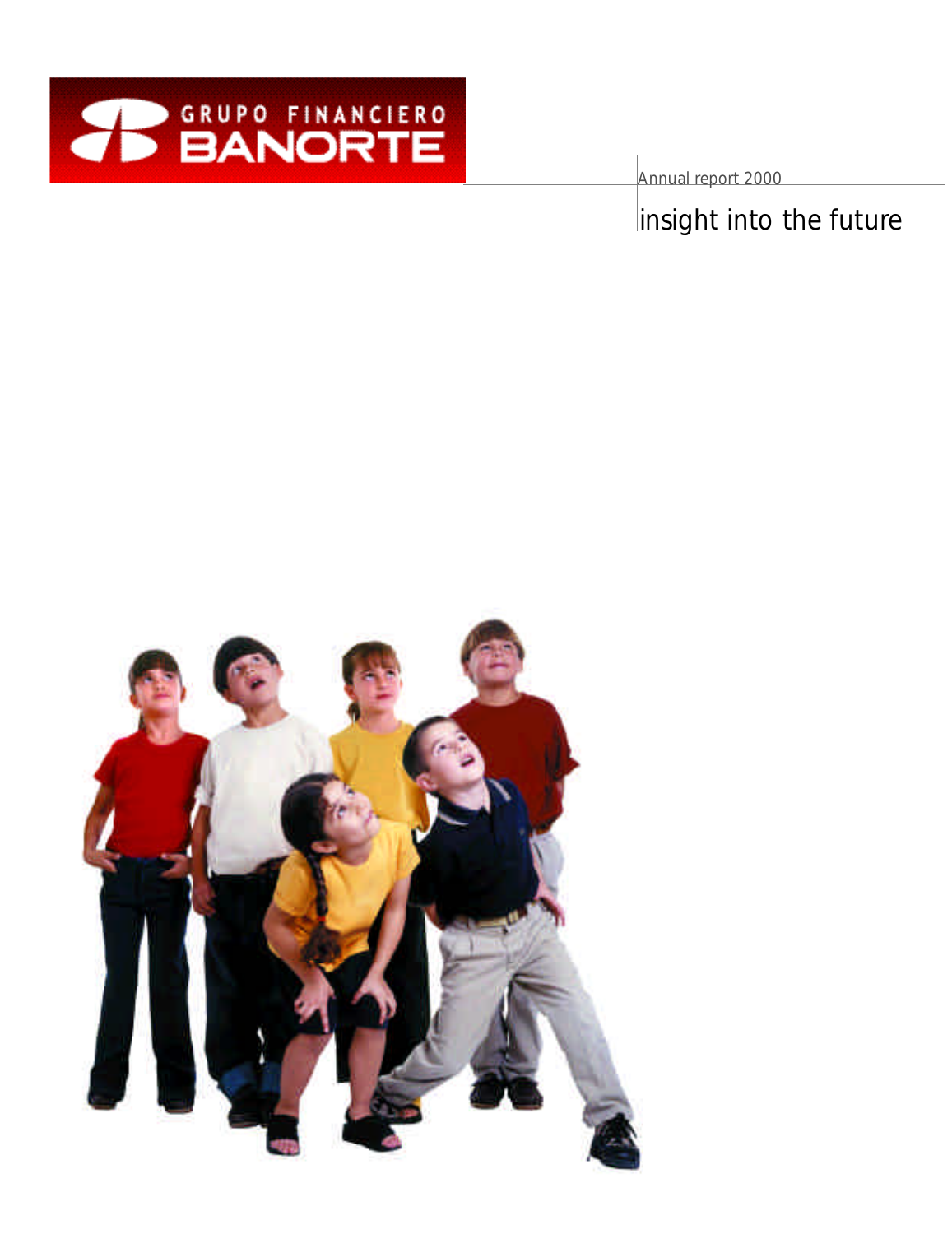GRUPO FINANCIERO BANORTE

Annual report 2000

# insight into the future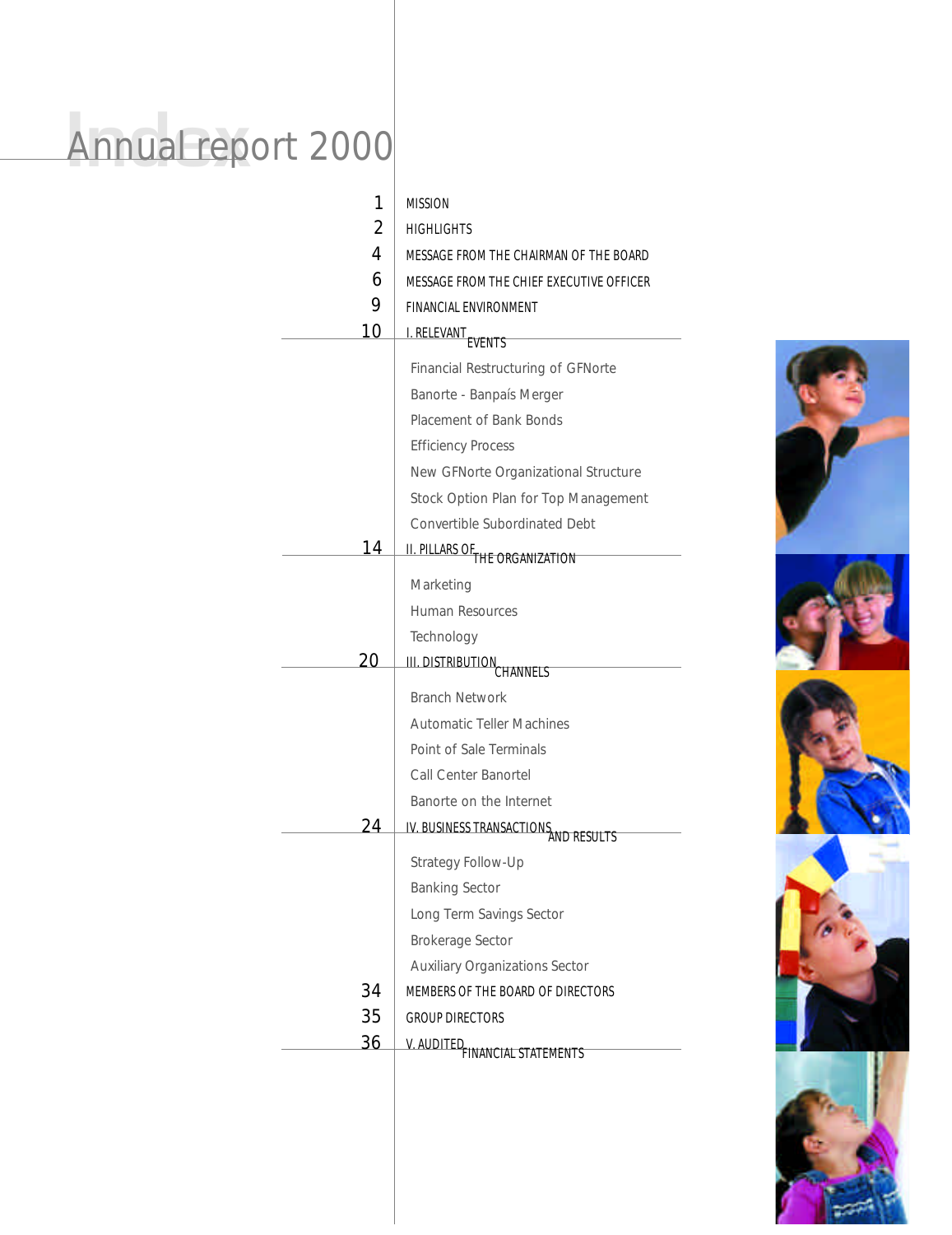# Index

## Annual report 2000

| Page | Section |
|---|---|
| 1 | MISSION |
| 2 | HIGHLIGHTS |
| 4 | MESSAGE FROM THE CHAIRMAN OF THE BOARD |
| 6 | MESSAGE FROM THE CHIEF EXECUTIVE OFFICER |
| 9 | FINANCIAL ENVIRONMENT |
| 10 | I. RELEVANT EVENTS |
| | Financial Restructuring of GFNorte |
| | Banorte - Banpaís Merger |
| | Placement of Bank Bonds |
| | Efficiency Process |
| | New GFNorte Organizational Structure |
| | Stock Option Plan for Top Management |
| | Convertible Subordinated Debt |
| 14 | II. PILLARS OF THE ORGANIZATION |
| | Marketing |
| | Human Resources |
| | Technology |
| 20 | III. DISTRIBUTION CHANNELS |
| | Branch Network |
| | Automatic Teller Machines |
| | Point of Sale Terminals |
| | Call Center Banortel |
| | Banorte on the Internet |
| 24 | IV. BUSINESS TRANSACTIONS AND RESULTS |
| | Strategy Follow-Up |
| | Banking Sector |
| | Long Term Savings Sector |
| | Brokerage Sector |
| | Auxiliary Organizations Sector |
| 34 | MEMBERS OF THE BOARD OF DIRECTORS |
| 35 | GROUP DIRECTORS |
| 36 | V. AUDITED FINANCIAL STATEMENTS |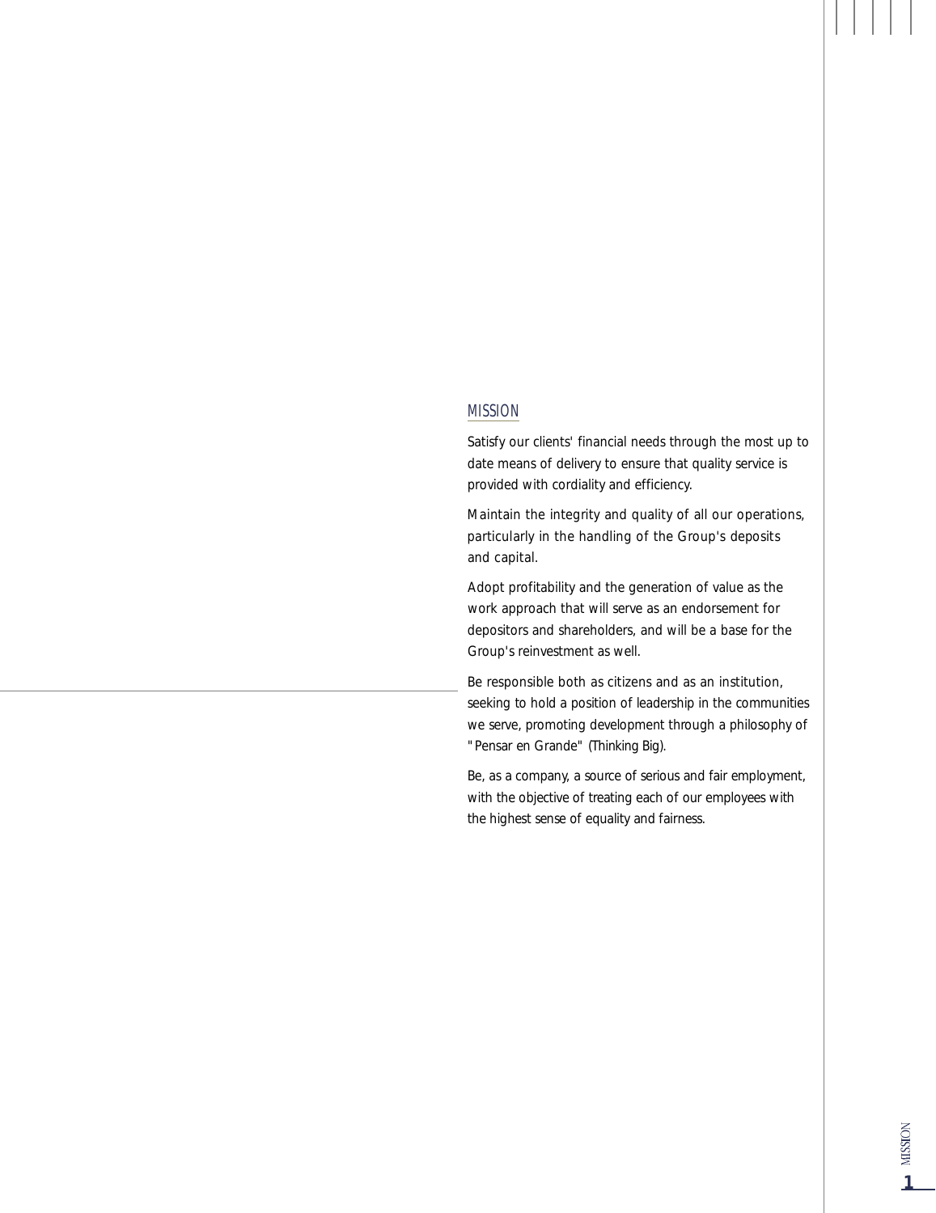## MISSION

Satisfy our clients' financial needs through the most up to date means of delivery to ensure that quality service is provided with cordiality and efficiency.

Maintain the integrity and quality of all our operations, particularly in the handling of the Group's deposits and capital.

Adopt profitability and the generation of value as the work approach that will serve as an endorsement for depositors and shareholders, and will be a base for the Group's reinvestment as well.

Be responsible both as citizens and as an institution, seeking to hold a position of leadership in the communities we serve, promoting development through a philosophy of "Pensar en Grande" (Thinking Big).

Be, as a company, a source of serious and fair employment, with the objective of treating each of our employees with the highest sense of equality and fairness.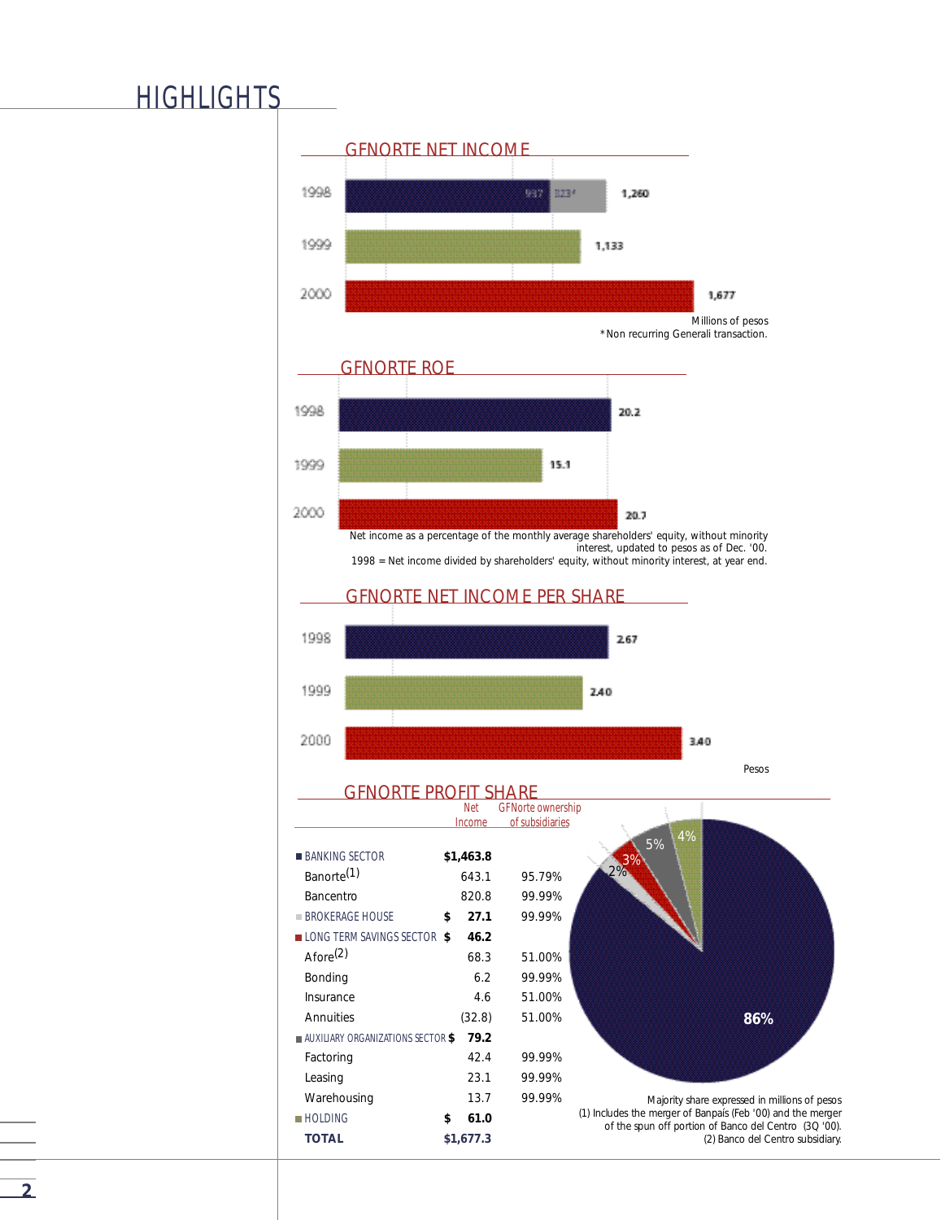# HIGHLIGHTS

## GFNORTE NET INCOME

| Year | Net Income |
|---|---|
| 1998 | 1,260 (937 + 323*) |
| 1999 | 1,133 |
| 2000 | 1,677 |

Millions of pesos
*Non recurring Generali transaction.

## GFNORTE ROE

| Year | ROE |
|---|---|
| 1998 | 20.2 |
| 1999 | 15.1 |
| 2000 | 20.7 |

Net income as a percentage of the monthly average shareholders' equity, without minority interest, updated to pesos as of Dec. '00.
1998 = Net income divided by shareholders' equity, without minority interest, at year end.

## GFNORTE NET INCOME PER SHARE

| Year | Net Income per Share |
|---|---|
| 1998 | 2.67 |
| 1999 | 2.40 |
| 2000 | 3.40 |

Pesos

## GFNORTE PROFIT SHARE

| | Net Income | GFNorte ownership of subsidiaries |
|---|---|---|
| **BANKING SECTOR** | **$1,463.8** | |
| Banorte[1] | 643.1 | 95.79% |
| Bancentro | 820.8 | 99.99% |
| **BROKERAGE HOUSE** | **$ 27.1** | 99.99% |
| **LONG TERM SAVINGS SECTOR** | **$ 46.2** | |
| Afore[2] | 68.3 | 51.00% |
| Bonding | 6.2 | 99.99% |
| Insurance | 4.6 | 51.00% |
| Annuities | (32.8) | 51.00% |
| **AUXILIARY ORGANIZATIONS SECTOR** | **$ 79.2** | |
| Factoring | 42.4 | 99.99% |
| Leasing | 23.1 | 99.99% |
| Warehousing | 13.7 | 99.99% |
| **HOLDING** | **$ 61.0** | |
| **TOTAL** | **$1,677.3** | |

Pie chart: Banking Sector 86%, Holding 4%, Auxiliary Organizations Sector 5%, Long Term Savings Sector 3%, Brokerage House 2%.

Majority share expressed in millions of pesos
(1) Includes the merger of Banpaís (Feb '00) and the merger of the spun off portion of Banco del Centro (3Q '00).
(2) Banco del Centro subsidiary.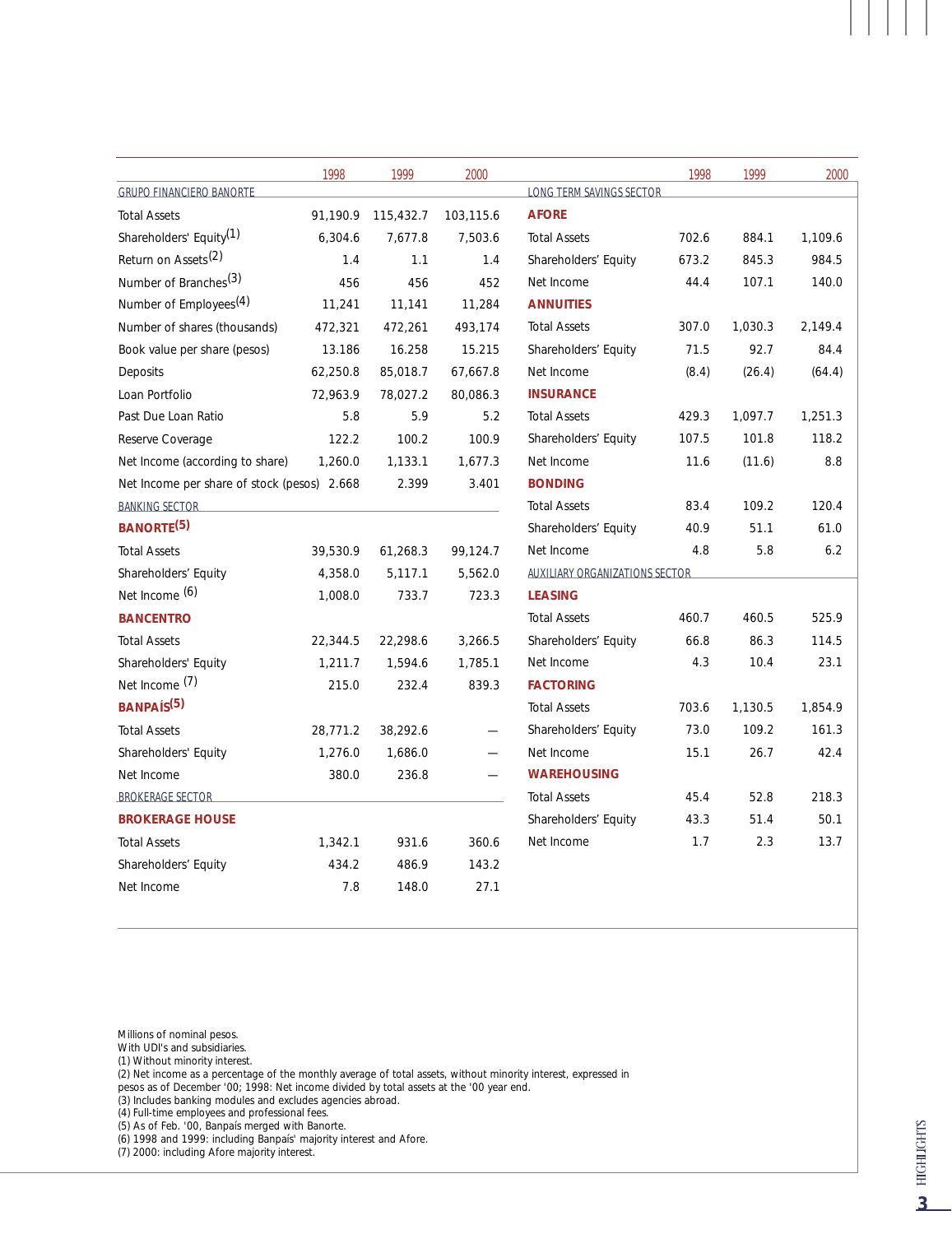| | 1998 | 1999 | 2000 |
|---|---|---|---|
| GRUPO FINANCIERO BANORTE | | | |
| Total Assets | 91,190.9 | 115,432.7 | 103,115.6 |
| Shareholders' Equity(1) | 6,304.6 | 7,677.8 | 7,503.6 |
| Return on Assets(2) | 1.4 | 1.1 | 1.4 |
| Number of Branches(3) | 456 | 456 | 452 |
| Number of Employees(4) | 11,241 | 11,141 | 11,284 |
| Number of shares (thousands) | 472,321 | 472,261 | 493,174 |
| Book value per share (pesos) | 13.186 | 16.258 | 15.215 |
| Deposits | 62,250.8 | 85,018.7 | 67,667.8 |
| Loan Portfolio | 72,963.9 | 78,027.2 | 80,086.3 |
| Past Due Loan Ratio | 5.8 | 5.9 | 5.2 |
| Reserve Coverage | 122.2 | 100.2 | 100.9 |
| Net Income (according to share) | 1,260.0 | 1,133.1 | 1,677.3 |
| Net Income per share of stock (pesos) | 2.668 | 2.399 | 3.401 |
| BANKING SECTOR | | | |
| **BANORTE(5)** | | | |
| Total Assets | 39,530.9 | 61,268.3 | 99,124.7 |
| Shareholders' Equity | 4,358.0 | 5,117.1 | 5,562.0 |
| Net Income (6) | 1,008.0 | 733.7 | 723.3 |
| **BANCENTRO** | | | |
| Total Assets | 22,344.5 | 22,298.6 | 3,266.5 |
| Shareholders' Equity | 1,211.7 | 1,594.6 | 1,785.1 |
| Net Income (7) | 215.0 | 232.4 | 839.3 |
| **BANPAÍS(5)** | | | |
| Total Assets | 28,771.2 | 38,292.6 | — |
| Shareholders' Equity | 1,276.0 | 1,686.0 | — |
| Net Income | 380.0 | 236.8 | — |
| BROKERAGE SECTOR | | | |
| **BROKERAGE HOUSE** | | | |
| Total Assets | 1,342.1 | 931.6 | 360.6 |
| Shareholders' Equity | 434.2 | 486.9 | 143.2 |
| Net Income | 7.8 | 148.0 | 27.1 |

| | 1998 | 1999 | 2000 |
|---|---|---|---|
| LONG TERM SAVINGS SECTOR | | | |
| **AFORE** | | | |
| Total Assets | 702.6 | 884.1 | 1,109.6 |
| Shareholders' Equity | 673.2 | 845.3 | 984.5 |
| Net Income | 44.4 | 107.1 | 140.0 |
| **ANNUITIES** | | | |
| Total Assets | 307.0 | 1,030.3 | 2,149.4 |
| Shareholders' Equity | 71.5 | 92.7 | 84.4 |
| Net Income | (8.4) | (26.4) | (64.4) |
| **INSURANCE** | | | |
| Total Assets | 429.3 | 1,097.7 | 1,251.3 |
| Shareholders' Equity | 107.5 | 101.8 | 118.2 |
| Net Income | 11.6 | (11.6) | 8.8 |
| **BONDING** | | | |
| Total Assets | 83.4 | 109.2 | 120.4 |
| Shareholders' Equity | 40.9 | 51.1 | 61.0 |
| Net Income | 4.8 | 5.8 | 6.2 |
| AUXILIARY ORGANIZATIONS SECTOR | | | |
| **LEASING** | | | |
| Total Assets | 460.7 | 460.5 | 525.9 |
| Shareholders' Equity | 66.8 | 86.3 | 114.5 |
| Net Income | 4.3 | 10.4 | 23.1 |
| **FACTORING** | | | |
| Total Assets | 703.6 | 1,130.5 | 1,854.9 |
| Shareholders' Equity | 73.0 | 109.2 | 161.3 |
| Net Income | 15.1 | 26.7 | 42.4 |
| **WAREHOUSING** | | | |
| Total Assets | 45.4 | 52.8 | 218.3 |
| Shareholders' Equity | 43.3 | 51.4 | 50.1 |
| Net Income | 1.7 | 2.3 | 13.7 |

Millions of nominal pesos.
With UDI's and subsidiaries.
(1) Without minority interest.
(2) Net income as a percentage of the monthly average of total assets, without minority interest, expressed in pesos as of December '00; 1998: Net income divided by total assets at the '00 year end.
(3) Includes banking modules and excludes agencies abroad.
(4) Full-time employees and professional fees.
(5) As of Feb. '00, Banpaís merged with Banorte.
(6) 1998 and 1999: including Banpaís' majority interest and Afore.
(7) 2000: including Afore majority interest.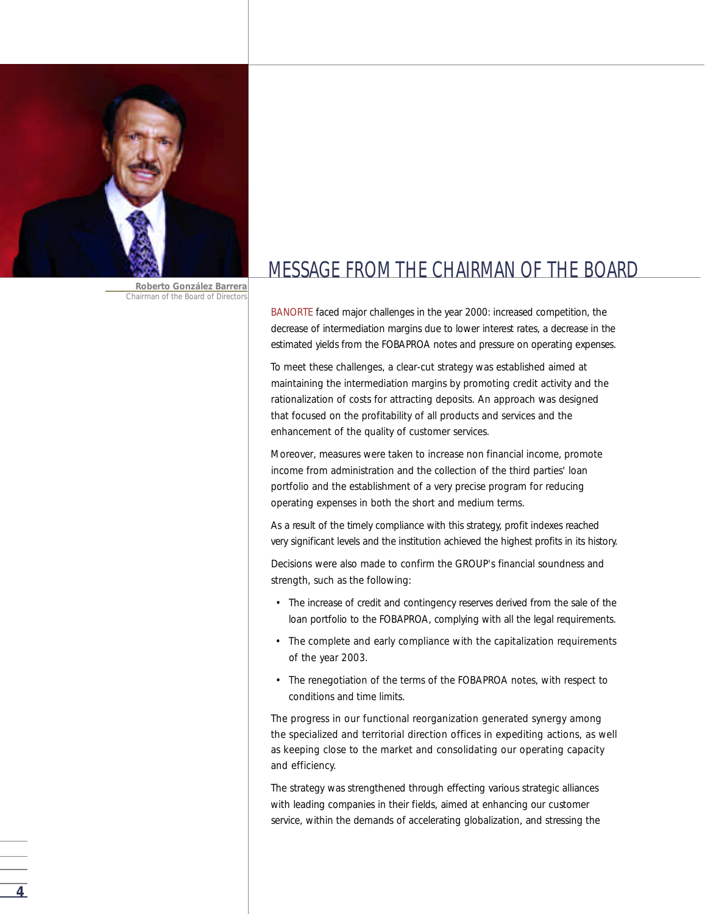**Roberto González Barrera**
Chairman of the Board of Directors

# MESSAGE FROM THE CHAIRMAN OF THE BOARD

BANORTE faced major challenges in the year 2000: increased competition, the decrease of intermediation margins due to lower interest rates, a decrease in the estimated yields from the FOBAPROA notes and pressure on operating expenses.

To meet these challenges, a clear-cut strategy was established aimed at maintaining the intermediation margins by promoting credit activity and the rationalization of costs for attracting deposits. An approach was designed that focused on the profitability of all products and services and the enhancement of the quality of customer services.

Moreover, measures were taken to increase non financial income, promote income from administration and the collection of the third parties' loan portfolio and the establishment of a very precise program for reducing operating expenses in both the short and medium terms.

As a result of the timely compliance with this strategy, profit indexes reached very significant levels and the institution achieved the highest profits in its history.

Decisions were also made to confirm the GROUP's financial soundness and strength, such as the following:

- The increase of credit and contingency reserves derived from the sale of the loan portfolio to the FOBAPROA, complying with all the legal requirements.
- The complete and early compliance with the capitalization requirements of the year 2003.
- The renegotiation of the terms of the FOBAPROA notes, with respect to conditions and time limits.

The progress in our functional reorganization generated synergy among the specialized and territorial direction offices in expediting actions, as well as keeping close to the market and consolidating our operating capacity and efficiency.

The strategy was strengthened through effecting various strategic alliances with leading companies in their fields, aimed at enhancing our customer service, within the demands of accelerating globalization, and stressing the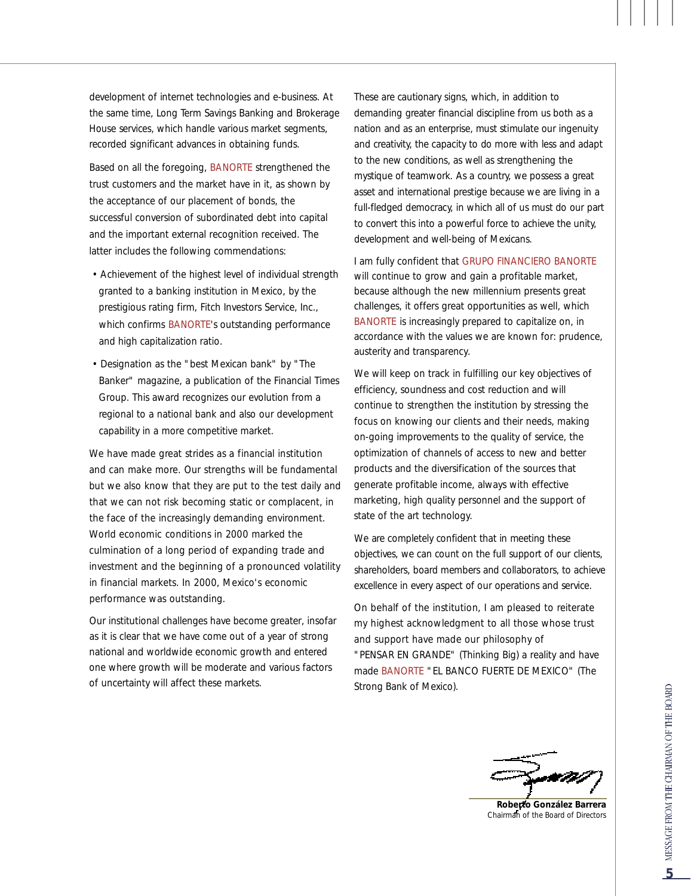development of internet technologies and e-business. At the same time, Long Term Savings Banking and Brokerage House services, which handle various market segments, recorded significant advances in obtaining funds.

Based on all the foregoing, BANORTE strengthened the trust customers and the market have in it, as shown by the acceptance of our placement of bonds, the successful conversion of subordinated debt into capital and the important external recognition received. The latter includes the following commendations:

- Achievement of the highest level of individual strength granted to a banking institution in Mexico, by the prestigious rating firm, Fitch Investors Service, Inc., which confirms BANORTE's outstanding performance and high capitalization ratio.
- Designation as the "best Mexican bank" by "The Banker" magazine, a publication of the Financial Times Group. This award recognizes our evolution from a regional to a national bank and also our development capability in a more competitive market.

We have made great strides as a financial institution and can make more. Our strengths will be fundamental but we also know that they are put to the test daily and that we can not risk becoming static or complacent, in the face of the increasingly demanding environment. World economic conditions in 2000 marked the culmination of a long period of expanding trade and investment and the beginning of a pronounced volatility in financial markets. In 2000, Mexico's economic performance was outstanding.

Our institutional challenges have become greater, insofar as it is clear that we have come out of a year of strong national and worldwide economic growth and entered one where growth will be moderate and various factors of uncertainty will affect these markets.

These are cautionary signs, which, in addition to demanding greater financial discipline from us both as a nation and as an enterprise, must stimulate our ingenuity and creativity, the capacity to do more with less and adapt to the new conditions, as well as strengthening the mystique of teamwork. As a country, we possess a great asset and international prestige because we are living in a full-fledged democracy, in which all of us must do our part to convert this into a powerful force to achieve the unity, development and well-being of Mexicans.

I am fully confident that GRUPO FINANCIERO BANORTE will continue to grow and gain a profitable market, because although the new millennium presents great challenges, it offers great opportunities as well, which BANORTE is increasingly prepared to capitalize on, in accordance with the values we are known for: prudence, austerity and transparency.

We will keep on track in fulfilling our key objectives of efficiency, soundness and cost reduction and will continue to strengthen the institution by stressing the focus on knowing our clients and their needs, making on-going improvements to the quality of service, the optimization of channels of access to new and better products and the diversification of the sources that generate profitable income, always with effective marketing, high quality personnel and the support of state of the art technology.

We are completely confident that in meeting these objectives, we can count on the full support of our clients, shareholders, board members and collaborators, to achieve excellence in every aspect of our operations and service.

On behalf of the institution, I am pleased to reiterate my highest acknowledgment to all those whose trust and support have made our philosophy of "PENSAR EN GRANDE" (Thinking Big) a reality and have made BANORTE "EL BANCO FUERTE DE MEXICO" (The Strong Bank of Mexico).

**Roberto González Barrera**
Chairman of the Board of Directors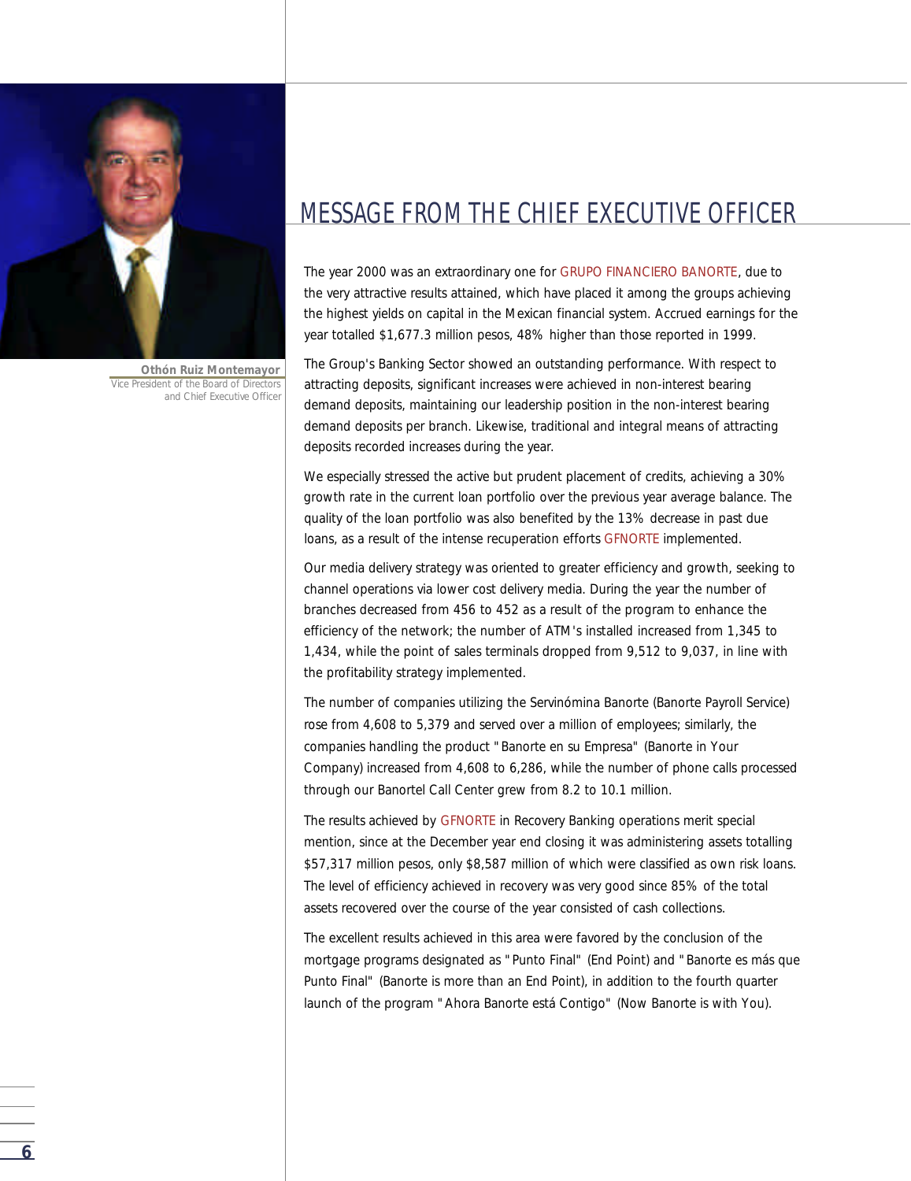**Othón Ruiz Montemayor**
Vice President of the Board of Directors
and Chief Executive Officer

# MESSAGE FROM THE CHIEF EXECUTIVE OFFICER

The year 2000 was an extraordinary one for GRUPO FINANCIERO BANORTE, due to the very attractive results attained, which have placed it among the groups achieving the highest yields on capital in the Mexican financial system. Accrued earnings for the year totalled $1,677.3 million pesos, 48% higher than those reported in 1999.

The Group's Banking Sector showed an outstanding performance. With respect to attracting deposits, significant increases were achieved in non-interest bearing demand deposits, maintaining our leadership position in the non-interest bearing demand deposits per branch. Likewise, traditional and integral means of attracting deposits recorded increases during the year.

We especially stressed the active but prudent placement of credits, achieving a 30% growth rate in the current loan portfolio over the previous year average balance. The quality of the loan portfolio was also benefited by the 13% decrease in past due loans, as a result of the intense recuperation efforts GFNORTE implemented.

Our media delivery strategy was oriented to greater efficiency and growth, seeking to channel operations via lower cost delivery media. During the year the number of branches decreased from 456 to 452 as a result of the program to enhance the efficiency of the network; the number of ATM's installed increased from 1,345 to 1,434, while the point of sales terminals dropped from 9,512 to 9,037, in line with the profitability strategy implemented.

The number of companies utilizing the Servinómina Banorte (Banorte Payroll Service) rose from 4,608 to 5,379 and served over a million of employees; similarly, the companies handling the product "Banorte en su Empresa" (Banorte in Your Company) increased from 4,608 to 6,286, while the number of phone calls processed through our Banortel Call Center grew from 8.2 to 10.1 million.

The results achieved by GFNORTE in Recovery Banking operations merit special mention, since at the December year end closing it was administering assets totalling $57,317 million pesos, only $8,587 million of which were classified as own risk loans. The level of efficiency achieved in recovery was very good since 85% of the total assets recovered over the course of the year consisted of cash collections.

The excellent results achieved in this area were favored by the conclusion of the mortgage programs designated as "Punto Final" (End Point) and "Banorte es más que Punto Final" (Banorte is more than an End Point), in addition to the fourth quarter launch of the program "Ahora Banorte está Contigo" (Now Banorte is with You).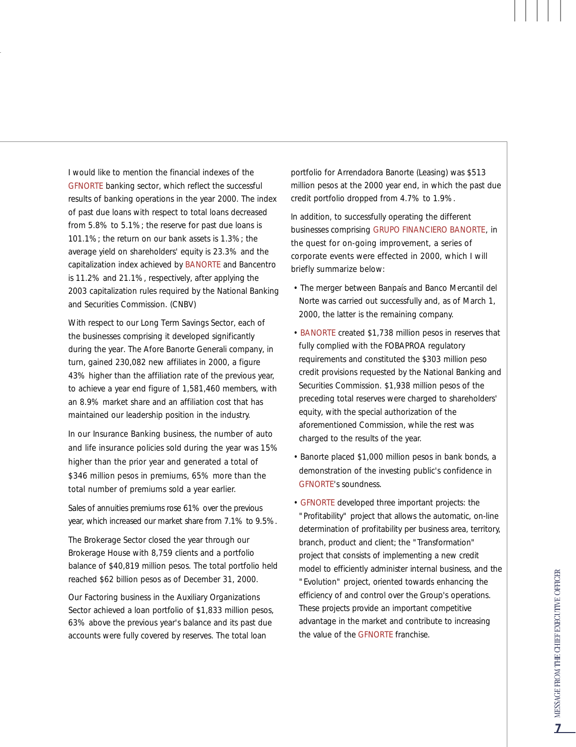I would like to mention the financial indexes of the GFNORTE banking sector, which reflect the successful results of banking operations in the year 2000. The index of past due loans with respect to total loans decreased from 5.8% to 5.1%; the reserve for past due loans is 101.1%; the return on our bank assets is 1.3%; the average yield on shareholders' equity is 23.3% and the capitalization index achieved by BANORTE and Bancentro is 11.2% and 21.1%, respectively, after applying the 2003 capitalization rules required by the National Banking and Securities Commission. (CNBV)

With respect to our Long Term Savings Sector, each of the businesses comprising it developed significantly during the year. The Afore Banorte Generali company, in turn, gained 230,082 new affiliates in 2000, a figure 43% higher than the affiliation rate of the previous year, to achieve a year end figure of 1,581,460 members, with an 8.9% market share and an affiliation cost that has maintained our leadership position in the industry.

In our Insurance Banking business, the number of auto and life insurance policies sold during the year was 15% higher than the prior year and generated a total of $346 million pesos in premiums, 65% more than the total number of premiums sold a year earlier.

Sales of annuities premiums rose 61% over the previous year, which increased our market share from 7.1% to 9.5%.

The Brokerage Sector closed the year through our Brokerage House with 8,759 clients and a portfolio balance of $40,819 million pesos. The total portfolio held reached $62 billion pesos as of December 31, 2000.

Our Factoring business in the Auxiliary Organizations Sector achieved a loan portfolio of $1,833 million pesos, 63% above the previous year's balance and its past due accounts were fully covered by reserves. The total loan portfolio for Arrendadora Banorte (Leasing) was $513 million pesos at the 2000 year end, in which the past due credit portfolio dropped from 4.7% to 1.9%.

In addition, to successfully operating the different businesses comprising GRUPO FINANCIERO BANORTE, in the quest for on-going improvement, a series of corporate events were effected in 2000, which I will briefly summarize below:

- The merger between Banpaís and Banco Mercantil del Norte was carried out successfully and, as of March 1, 2000, the latter is the remaining company.
- BANORTE created $1,738 million pesos in reserves that fully complied with the FOBAPROA regulatory requirements and constituted the $303 million peso credit provisions requested by the National Banking and Securities Commission. $1,938 million pesos of the preceding total reserves were charged to shareholders' equity, with the special authorization of the aforementioned Commission, while the rest was charged to the results of the year.
- Banorte placed $1,000 million pesos in bank bonds, a demonstration of the investing public's confidence in GFNORTE's soundness.
- GFNORTE developed three important projects: the "Profitability" project that allows the automatic, on-line determination of profitability per business area, territory, branch, product and client; the "Transformation" project that consists of implementing a new credit model to efficiently administer internal business, and the "Evolution" project, oriented towards enhancing the efficiency of and control over the Group's operations. These projects provide an important competitive advantage in the market and contribute to increasing the value of the GFNORTE franchise.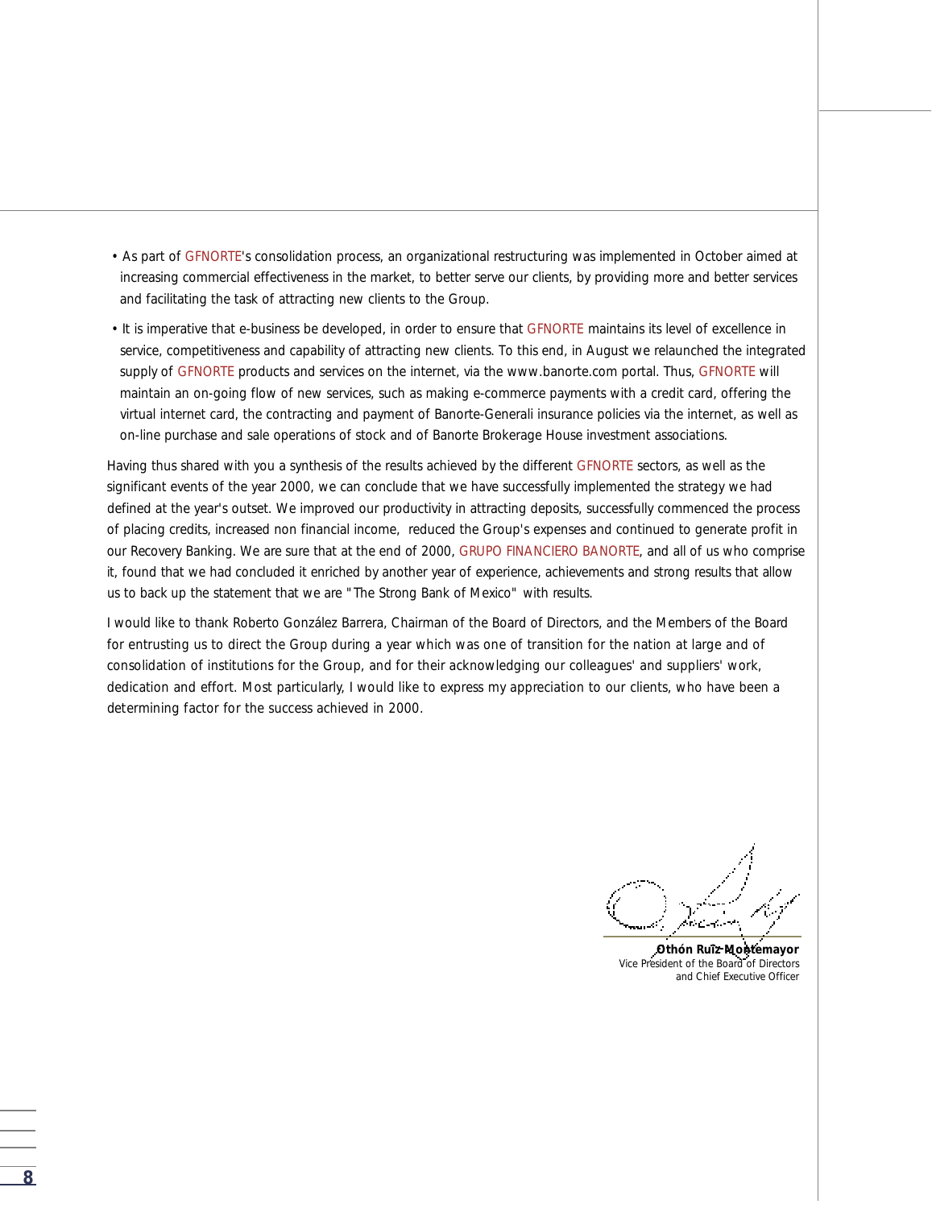- As part of GFNORTE's consolidation process, an organizational restructuring was implemented in October aimed at increasing commercial effectiveness in the market, to better serve our clients, by providing more and better services and facilitating the task of attracting new clients to the Group.
- It is imperative that e-business be developed, in order to ensure that GFNORTE maintains its level of excellence in service, competitiveness and capability of attracting new clients. To this end, in August we relaunched the integrated supply of GFNORTE products and services on the internet, via the www.banorte.com portal. Thus, GFNORTE will maintain an on-going flow of new services, such as making e-commerce payments with a credit card, offering the virtual internet card, the contracting and payment of Banorte-Generali insurance policies via the internet, as well as on-line purchase and sale operations of stock and of Banorte Brokerage House investment associations.

Having thus shared with you a synthesis of the results achieved by the different GFNORTE sectors, as well as the significant events of the year 2000, we can conclude that we have successfully implemented the strategy we had defined at the year's outset. We improved our productivity in attracting deposits, successfully commenced the process of placing credits, increased non financial income, reduced the Group's expenses and continued to generate profit in our Recovery Banking. We are sure that at the end of 2000, GRUPO FINANCIERO BANORTE, and all of us who comprise it, found that we had concluded it enriched by another year of experience, achievements and strong results that allow us to back up the statement that we are "The Strong Bank of Mexico" with results.

I would like to thank Roberto González Barrera, Chairman of the Board of Directors, and the Members of the Board for entrusting us to direct the Group during a year which was one of transition for the nation at large and of consolidation of institutions for the Group, and for their acknowledging our colleagues' and suppliers' work, dedication and effort. Most particularly, I would like to express my appreciation to our clients, who have been a determining factor for the success achieved in 2000.

**Othón Ruiz Montemayor**
Vice President of the Board of Directors
and Chief Executive Officer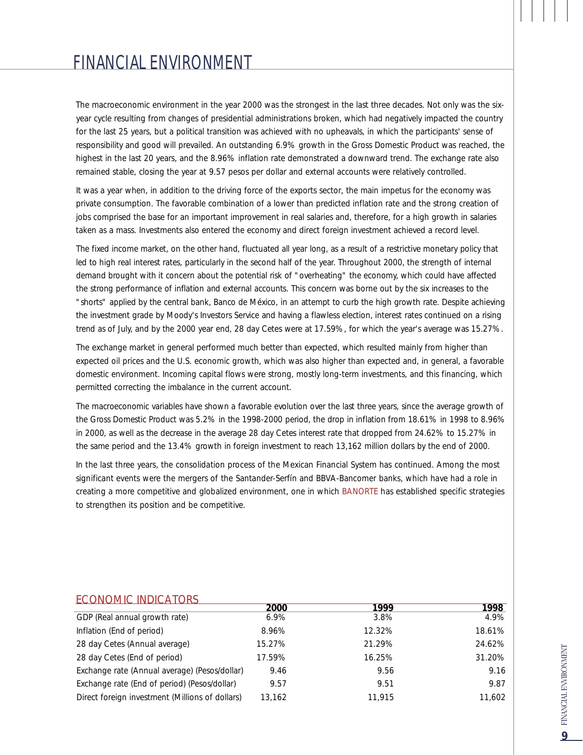# FINANCIAL ENVIRONMENT

The macroeconomic environment in the year 2000 was the strongest in the last three decades. Not only was the six-year cycle resulting from changes of presidential administrations broken, which had negatively impacted the country for the last 25 years, but a political transition was achieved with no upheavals, in which the participants' sense of responsibility and good will prevailed. An outstanding 6.9% growth in the Gross Domestic Product was reached, the highest in the last 20 years, and the 8.96% inflation rate demonstrated a downward trend. The exchange rate also remained stable, closing the year at 9.57 pesos per dollar and external accounts were relatively controlled.

It was a year when, in addition to the driving force of the exports sector, the main impetus for the economy was private consumption. The favorable combination of a lower than predicted inflation rate and the strong creation of jobs comprised the base for an important improvement in real salaries and, therefore, for a high growth in salaries taken as a mass. Investments also entered the economy and direct foreign investment achieved a record level.

The fixed income market, on the other hand, fluctuated all year long, as a result of a restrictive monetary policy that led to high real interest rates, particularly in the second half of the year. Throughout 2000, the strength of internal demand brought with it concern about the potential risk of "overheating" the economy, which could have affected the strong performance of inflation and external accounts. This concern was borne out by the six increases to the "shorts" applied by the central bank, Banco de México, in an attempt to curb the high growth rate. Despite achieving the investment grade by Moody's Investors Service and having a flawless election, interest rates continued on a rising trend as of July, and by the 2000 year end, 28 day Cetes were at 17.59%, for which the year's average was 15.27%.

The exchange market in general performed much better than expected, which resulted mainly from higher than expected oil prices and the U.S. economic growth, which was also higher than expected and, in general, a favorable domestic environment. Incoming capital flows were strong, mostly long-term investments, and this financing, which permitted correcting the imbalance in the current account.

The macroeconomic variables have shown a favorable evolution over the last three years, since the average growth of the Gross Domestic Product was 5.2% in the 1998-2000 period, the drop in inflation from 18.61% in 1998 to 8.96% in 2000, as well as the decrease in the average 28 day Cetes interest rate that dropped from 24.62% to 15.27% in the same period and the 13.4% growth in foreign investment to reach 13,162 million dollars by the end of 2000.

In the last three years, the consolidation process of the Mexican Financial System has continued. Among the most significant events were the mergers of the Santander-Serfín and BBVA-Bancomer banks, which have had a role in creating a more competitive and globalized environment, one in which BANORTE has established specific strategies to strengthen its position and be competitive.

## ECONOMIC INDICATORS

| | 2000 | 1999 | 1998 |
|---|---|---|---|
| GDP (Real annual growth rate) | 6.9% | 3.8% | 4.9% |
| Inflation (End of period) | 8.96% | 12.32% | 18.61% |
| 28 day Cetes (Annual average) | 15.27% | 21.29% | 24.62% |
| 28 day Cetes (End of period) | 17.59% | 16.25% | 31.20% |
| Exchange rate (Annual average) (Pesos/dollar) | 9.46 | 9.56 | 9.16 |
| Exchange rate (End of period) (Pesos/dollar) | 9.57 | 9.51 | 9.87 |
| Direct foreign investment (Millions of dollars) | 13,162 | 11,915 | 11,602 |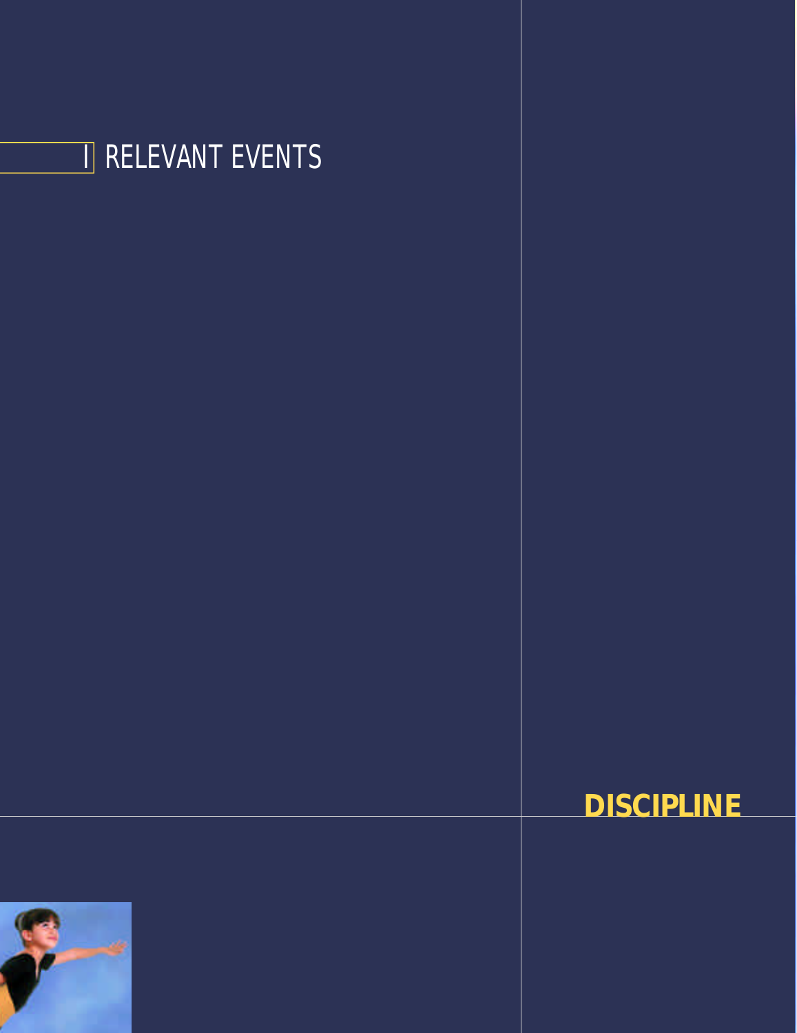# I RELEVANT EVENTS

## DISCIPLINE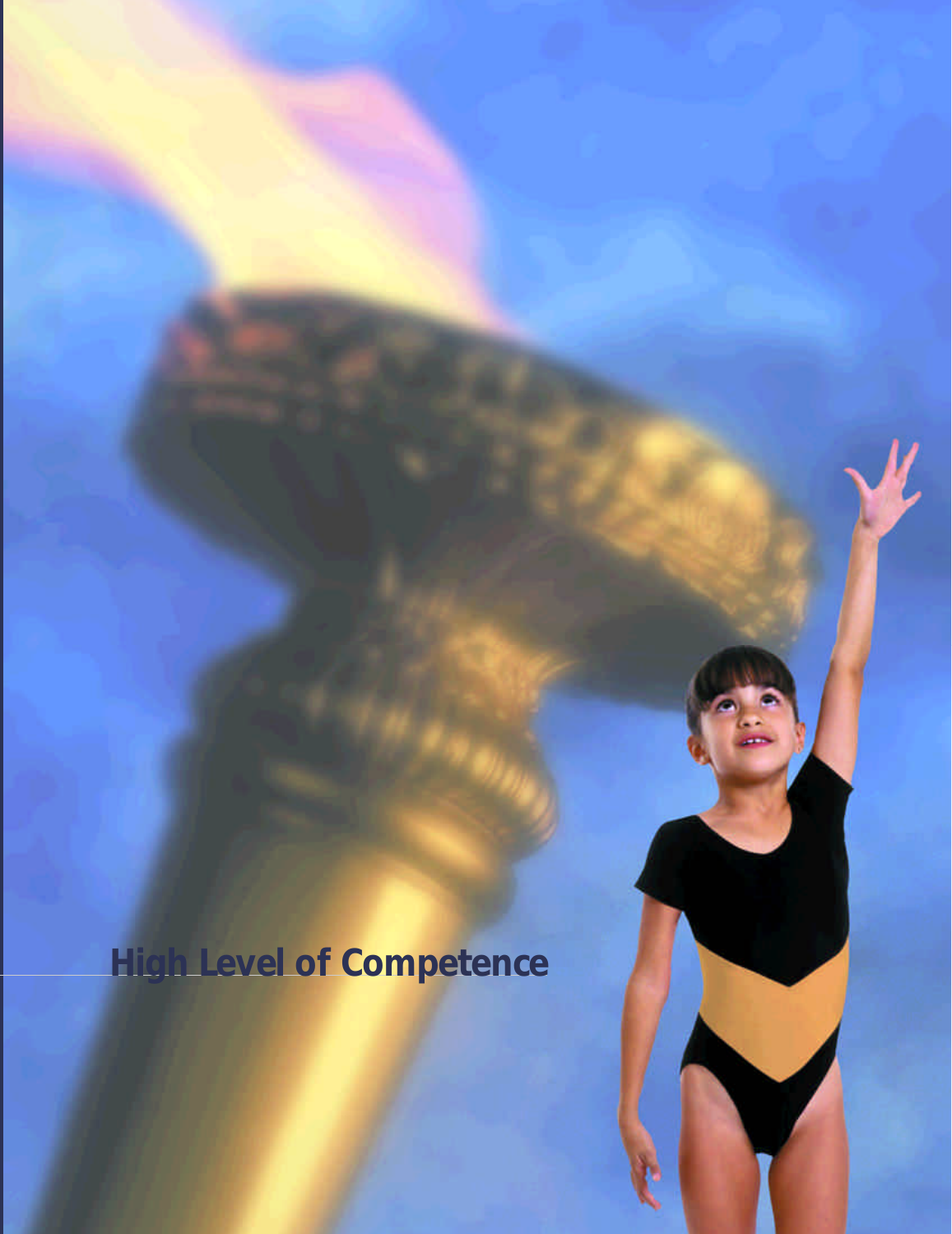# High Level of Competence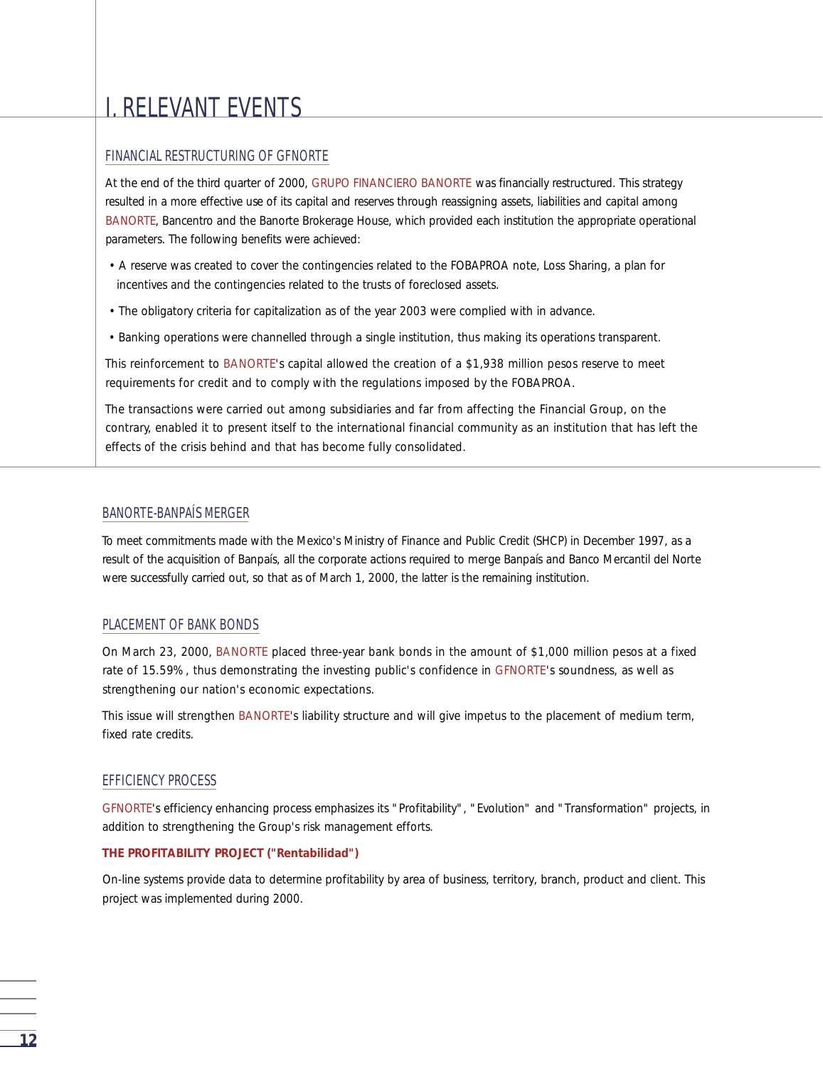# I. RELEVANT EVENTS

## FINANCIAL RESTRUCTURING OF GFNORTE

At the end of the third quarter of 2000, GRUPO FINANCIERO BANORTE was financially restructured. This strategy resulted in a more effective use of its capital and reserves through reassigning assets, liabilities and capital among BANORTE, Bancentro and the Banorte Brokerage House, which provided each institution the appropriate operational parameters. The following benefits were achieved:

- A reserve was created to cover the contingencies related to the FOBAPROA note, Loss Sharing, a plan for incentives and the contingencies related to the trusts of foreclosed assets.
- The obligatory criteria for capitalization as of the year 2003 were complied with in advance.
- Banking operations were channelled through a single institution, thus making its operations transparent.

This reinforcement to BANORTE's capital allowed the creation of a $1,938 million pesos reserve to meet requirements for credit and to comply with the regulations imposed by the FOBAPROA.

The transactions were carried out among subsidiaries and far from affecting the Financial Group, on the contrary, enabled it to present itself to the international financial community as an institution that has left the effects of the crisis behind and that has become fully consolidated.

## BANORTE-BANPAÍS MERGER

To meet commitments made with the Mexico's Ministry of Finance and Public Credit (SHCP) in December 1997, as a result of the acquisition of Banpaís, all the corporate actions required to merge Banpaís and Banco Mercantil del Norte were successfully carried out, so that as of March 1, 2000, the latter is the remaining institution.

## PLACEMENT OF BANK BONDS

On March 23, 2000, BANORTE placed three-year bank bonds in the amount of $1,000 million pesos at a fixed rate of 15.59%, thus demonstrating the investing public's confidence in GFNORTE's soundness, as well as strengthening our nation's economic expectations.

This issue will strengthen BANORTE's liability structure and will give impetus to the placement of medium term, fixed rate credits.

## EFFICIENCY PROCESS

GFNORTE's efficiency enhancing process emphasizes its "Profitability", "Evolution" and "Transformation" projects, in addition to strengthening the Group's risk management efforts.

**THE PROFITABILITY PROJECT ("Rentabilidad")**

On-line systems provide data to determine profitability by area of business, territory, branch, product and client. This project was implemented during 2000.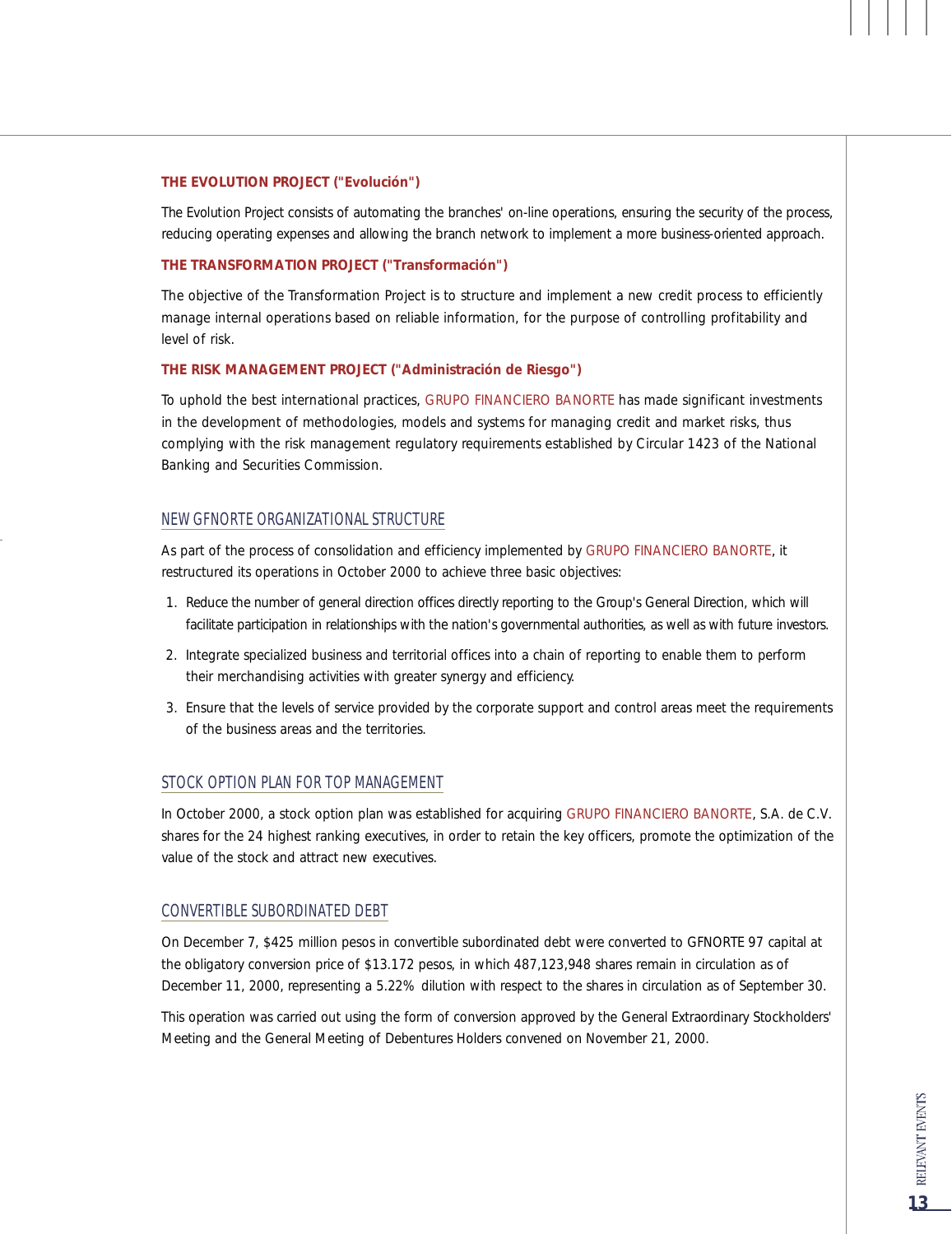### THE EVOLUTION PROJECT ("Evolución")

The Evolution Project consists of automating the branches' on-line operations, ensuring the security of the process, reducing operating expenses and allowing the branch network to implement a more business-oriented approach.

### THE TRANSFORMATION PROJECT ("Transformación")

The objective of the Transformation Project is to structure and implement a new credit process to efficiently manage internal operations based on reliable information, for the purpose of controlling profitability and level of risk.

### THE RISK MANAGEMENT PROJECT ("Administración de Riesgo")

To uphold the best international practices, GRUPO FINANCIERO BANORTE has made significant investments in the development of methodologies, models and systems for managing credit and market risks, thus complying with the risk management regulatory requirements established by Circular 1423 of the National Banking and Securities Commission.

## NEW GFNORTE ORGANIZATIONAL STRUCTURE

As part of the process of consolidation and efficiency implemented by GRUPO FINANCIERO BANORTE, it restructured its operations in October 2000 to achieve three basic objectives:

1. Reduce the number of general direction offices directly reporting to the Group's General Direction, which will facilitate participation in relationships with the nation's governmental authorities, as well as with future investors.
2. Integrate specialized business and territorial offices into a chain of reporting to enable them to perform their merchandising activities with greater synergy and efficiency.
3. Ensure that the levels of service provided by the corporate support and control areas meet the requirements of the business areas and the territories.

## STOCK OPTION PLAN FOR TOP MANAGEMENT

In October 2000, a stock option plan was established for acquiring GRUPO FINANCIERO BANORTE, S.A. de C.V. shares for the 24 highest ranking executives, in order to retain the key officers, promote the optimization of the value of the stock and attract new executives.

## CONVERTIBLE SUBORDINATED DEBT

On December 7, $425 million pesos in convertible subordinated debt were converted to GFNORTE 97 capital at the obligatory conversion price of $13.172 pesos, in which 487,123,948 shares remain in circulation as of December 11, 2000, representing a 5.22% dilution with respect to the shares in circulation as of September 30.

This operation was carried out using the form of conversion approved by the General Extraordinary Stockholders' Meeting and the General Meeting of Debentures Holders convened on November 21, 2000.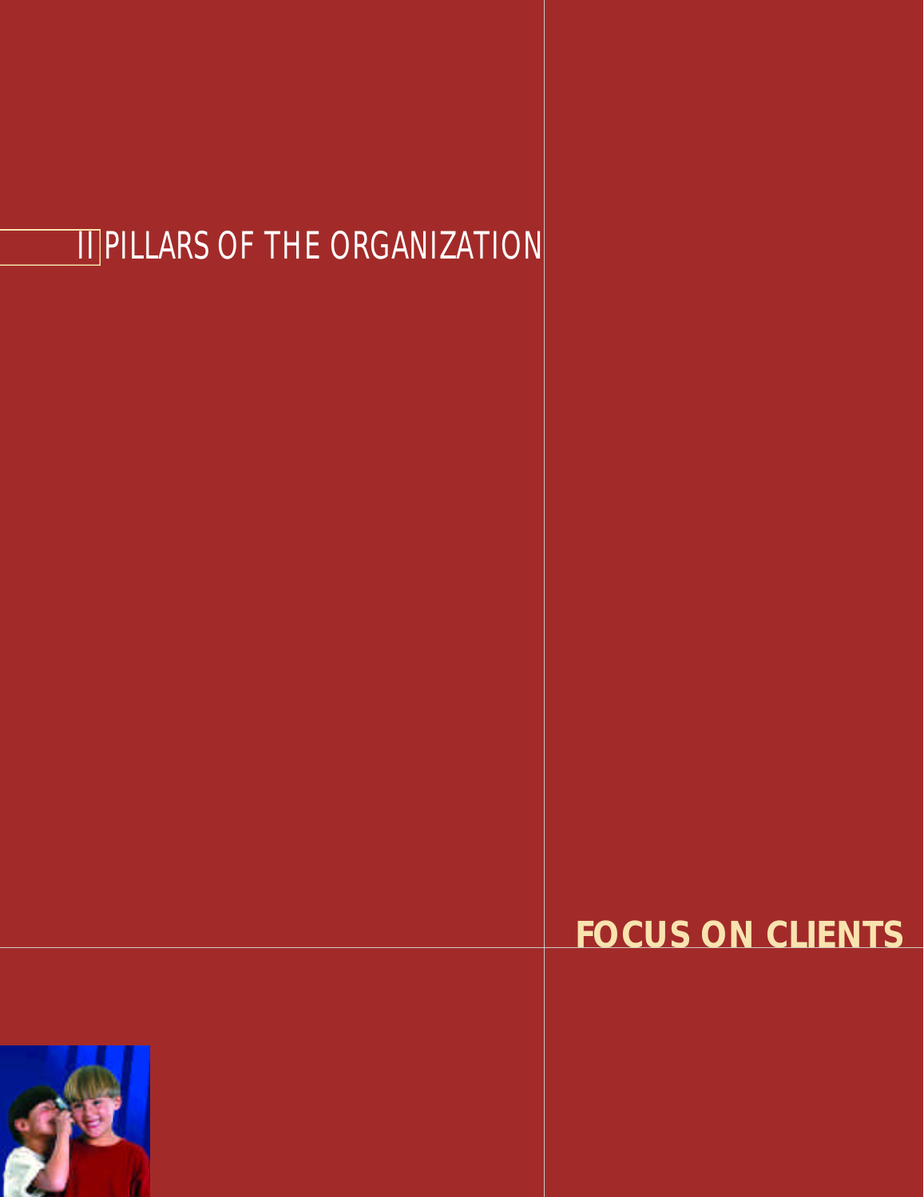# II PILLARS OF THE ORGANIZATION

## FOCUS ON CLIENTS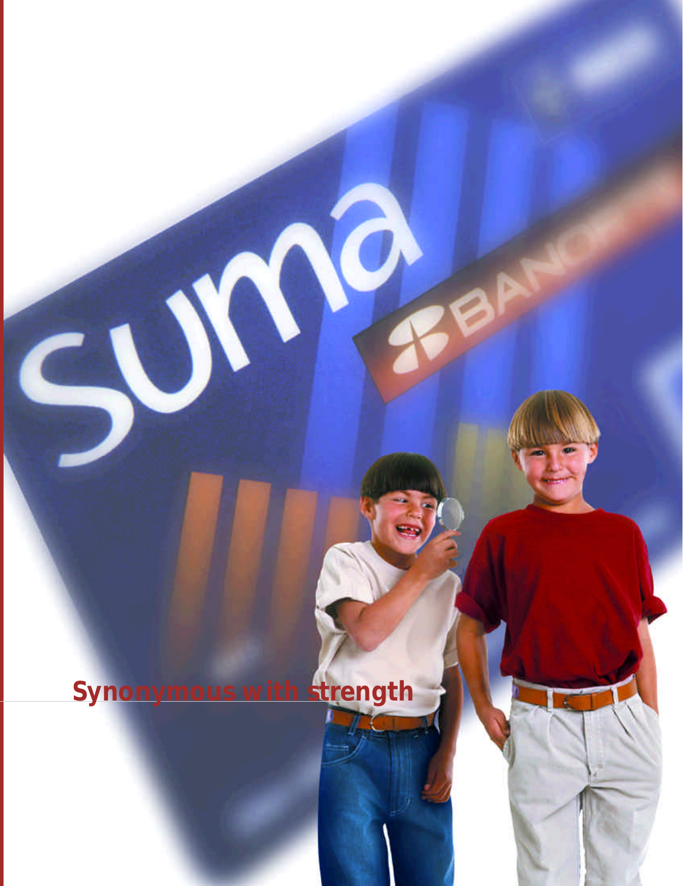## Synonymous with strength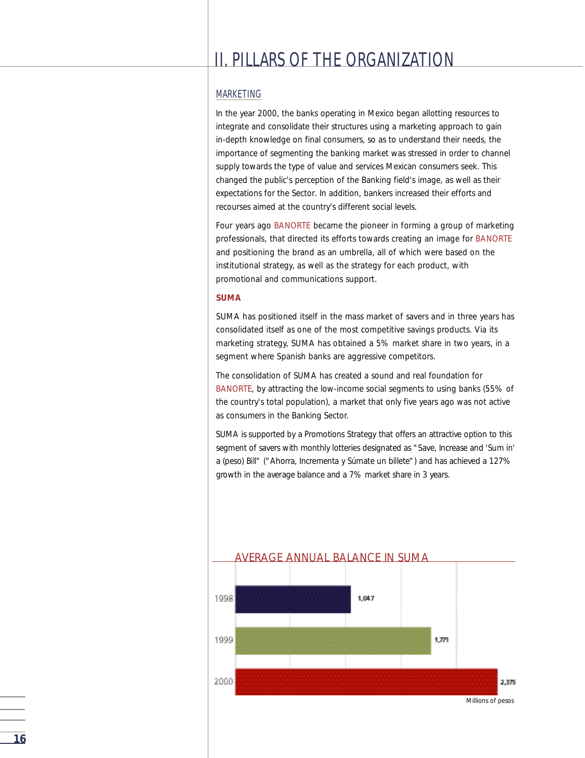# II. PILLARS OF THE ORGANIZATION

## MARKETING

In the year 2000, the banks operating in Mexico began allotting resources to integrate and consolidate their structures using a marketing approach to gain in-depth knowledge on final consumers, so as to understand their needs, the importance of segmenting the banking market was stressed in order to channel supply towards the type of value and services Mexican consumers seek. This changed the public's perception of the Banking field's image, as well as their expectations for the Sector. In addition, bankers increased their efforts and recourses aimed at the country's different social levels.

Four years ago BANORTE became the pioneer in forming a group of marketing professionals, that directed its efforts towards creating an image for BANORTE and positioning the brand as an umbrella, all of which were based on the institutional strategy, as well as the strategy for each product, with promotional and communications support.

### SUMA

SUMA has positioned itself in the mass market of savers and in three years has consolidated itself as one of the most competitive savings products. Via its marketing strategy, SUMA has obtained a 5% market share in two years, in a segment where Spanish banks are aggressive competitors.

The consolidation of SUMA has created a sound and real foundation for BANORTE, by attracting the low-income social segments to using banks (55% of the country's total population), a market that only five years ago was not active as consumers in the Banking Sector.

SUMA is supported by a Promotions Strategy that offers an attractive option to this segment of savers with monthly lotteries designated as "Save, Increase and 'Sum in' a (peso) Bill" ("Ahorra, Incrementa y Súmate un billete") and has achieved a 127% growth in the average balance and a 7% market share in 3 years.

**AVERAGE ANNUAL BALANCE IN SUMA**

| Year | Millions of pesos |
|---|---|
| 1998 | 1,047 |
| 1999 | 1,771 |
| 2000 | 2,375 |

Millions of pesos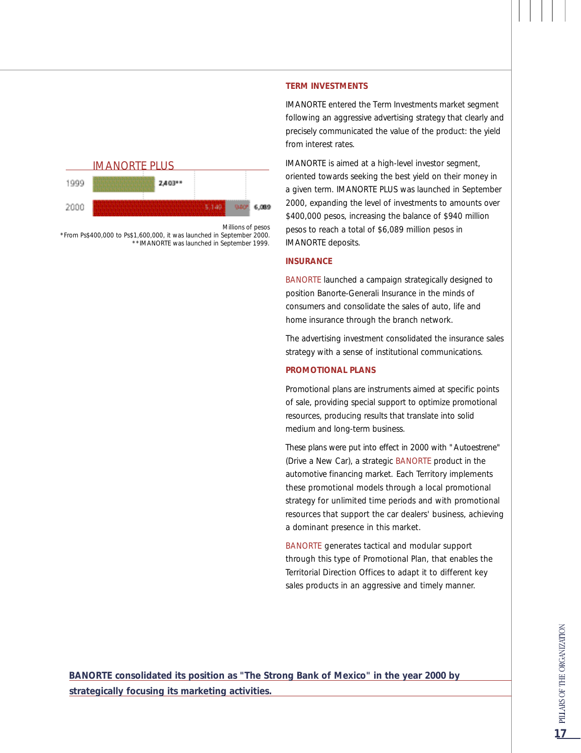IMANORTE PLUS

| Year | | | Total |
|---|---|---|---|
| 1999 | 2,403** | | |
| 2000 | 5,149 | 940* | 6,089 |

Millions of pesos
*From Ps$400,000 to Ps$1,600,000, it was launched in September 2000.
**IMANORTE was launched in September 1999.

### TERM INVESTMENTS

IMANORTE entered the Term Investments market segment following an aggressive advertising strategy that clearly and precisely communicated the value of the product: the yield from interest rates.

IMANORTE is aimed at a high-level investor segment, oriented towards seeking the best yield on their money in a given term. IMANORTE PLUS was launched in September 2000, expanding the level of investments to amounts over $400,000 pesos, increasing the balance of $940 million pesos to reach a total of $6,089 million pesos in IMANORTE deposits.

### INSURANCE

BANORTE launched a campaign strategically designed to position Banorte-Generali Insurance in the minds of consumers and consolidate the sales of auto, life and home insurance through the branch network.

The advertising investment consolidated the insurance sales strategy with a sense of institutional communications.

### PROMOTIONAL PLANS

Promotional plans are instruments aimed at specific points of sale, providing special support to optimize promotional resources, producing results that translate into solid medium and long-term business.

These plans were put into effect in 2000 with "Autoestrene" (Drive a New Car), a strategic BANORTE product in the automotive financing market. Each Territory implements these promotional models through a local promotional strategy for unlimited time periods and with promotional resources that support the car dealers' business, achieving a dominant presence in this market.

BANORTE generates tactical and modular support through this type of Promotional Plan, that enables the Territorial Direction Offices to adapt it to different key sales products in an aggressive and timely manner.

**BANORTE consolidated its position as "The Strong Bank of Mexico" in the year 2000 by strategically focusing its marketing activities.**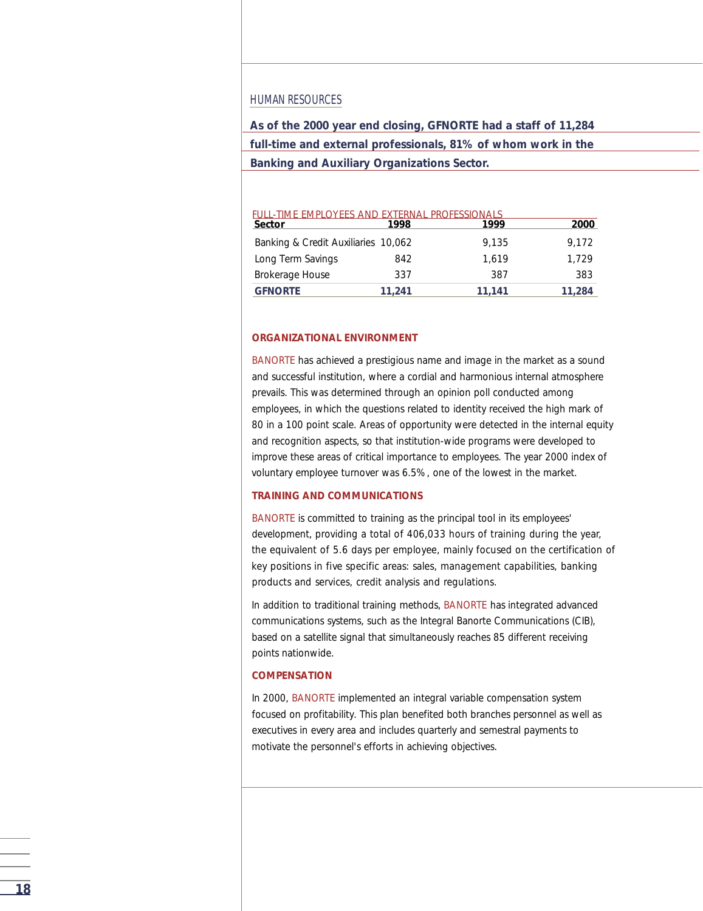## HUMAN RESOURCES

**As of the 2000 year end closing, GFNORTE had a staff of 11,284 full-time and external professionals, 81% of whom work in the Banking and Auxiliary Organizations Sector.**

FULL-TIME EMPLOYEES AND EXTERNAL PROFESSIONALS

| Sector | 1998 | 1999 | 2000 |
|---|---|---|---|
| Banking & Credit Auxiliaries | 10,062 | 9,135 | 9,172 |
| Long Term Savings | 842 | 1,619 | 1,729 |
| Brokerage House | 337 | 387 | 383 |
| **GFNORTE** | **11,241** | **11,141** | **11,284** |

### ORGANIZATIONAL ENVIRONMENT

BANORTE has achieved a prestigious name and image in the market as a sound and successful institution, where a cordial and harmonious internal atmosphere prevails. This was determined through an opinion poll conducted among employees, in which the questions related to identity received the high mark of 80 in a 100 point scale. Areas of opportunity were detected in the internal equity and recognition aspects, so that institution-wide programs were developed to improve these areas of critical importance to employees. The year 2000 index of voluntary employee turnover was 6.5%, one of the lowest in the market.

### TRAINING AND COMMUNICATIONS

BANORTE is committed to training as the principal tool in its employees' development, providing a total of 406,033 hours of training during the year, the equivalent of 5.6 days per employee, mainly focused on the certification of key positions in five specific areas: sales, management capabilities, banking products and services, credit analysis and regulations.

In addition to traditional training methods, BANORTE has integrated advanced communications systems, such as the Integral Banorte Communications (CIB), based on a satellite signal that simultaneously reaches 85 different receiving points nationwide.

### COMPENSATION

In 2000, BANORTE implemented an integral variable compensation system focused on profitability. This plan benefited both branches personnel as well as executives in every area and includes quarterly and semestral payments to motivate the personnel's efforts in achieving objectives.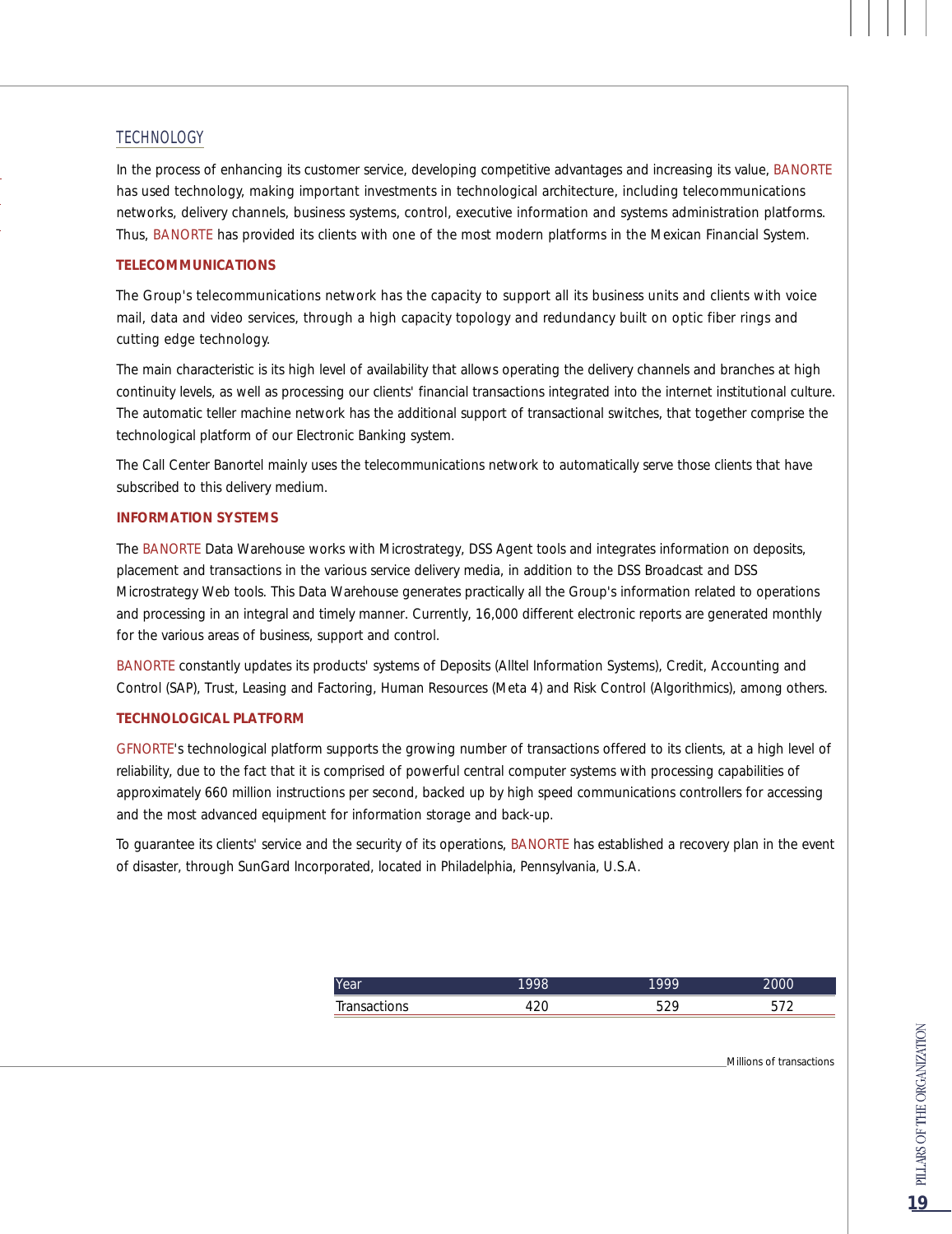## TECHNOLOGY

In the process of enhancing its customer service, developing competitive advantages and increasing its value, BANORTE has used technology, making important investments in technological architecture, including telecommunications networks, delivery channels, business systems, control, executive information and systems administration platforms. Thus, BANORTE has provided its clients with one of the most modern platforms in the Mexican Financial System.

### TELECOMMUNICATIONS

The Group's telecommunications network has the capacity to support all its business units and clients with voice mail, data and video services, through a high capacity topology and redundancy built on optic fiber rings and cutting edge technology.

The main characteristic is its high level of availability that allows operating the delivery channels and branches at high continuity levels, as well as processing our clients' financial transactions integrated into the internet institutional culture. The automatic teller machine network has the additional support of transactional switches, that together comprise the technological platform of our Electronic Banking system.

The Call Center Banortel mainly uses the telecommunications network to automatically serve those clients that have subscribed to this delivery medium.

### INFORMATION SYSTEMS

The BANORTE Data Warehouse works with Microstrategy, DSS Agent tools and integrates information on deposits, placement and transactions in the various service delivery media, in addition to the DSS Broadcast and DSS Microstrategy Web tools. This Data Warehouse generates practically all the Group's information related to operations and processing in an integral and timely manner. Currently, 16,000 different electronic reports are generated monthly for the various areas of business, support and control.

BANORTE constantly updates its products' systems of Deposits (Alltel Information Systems), Credit, Accounting and Control (SAP), Trust, Leasing and Factoring, Human Resources (Meta 4) and Risk Control (Algorithmics), among others.

### TECHNOLOGICAL PLATFORM

GFNORTE's technological platform supports the growing number of transactions offered to its clients, at a high level of reliability, due to the fact that it is comprised of powerful central computer systems with processing capabilities of approximately 660 million instructions per second, backed up by high speed communications controllers for accessing and the most advanced equipment for information storage and back-up.

To guarantee its clients' service and the security of its operations, BANORTE has established a recovery plan in the event of disaster, through SunGard Incorporated, located in Philadelphia, Pennsylvania, U.S.A.

| Year | 1998 | 1999 | 2000 |
|---|---|---|---|
| Transactions | 420 | 529 | 572 |

Millions of transactions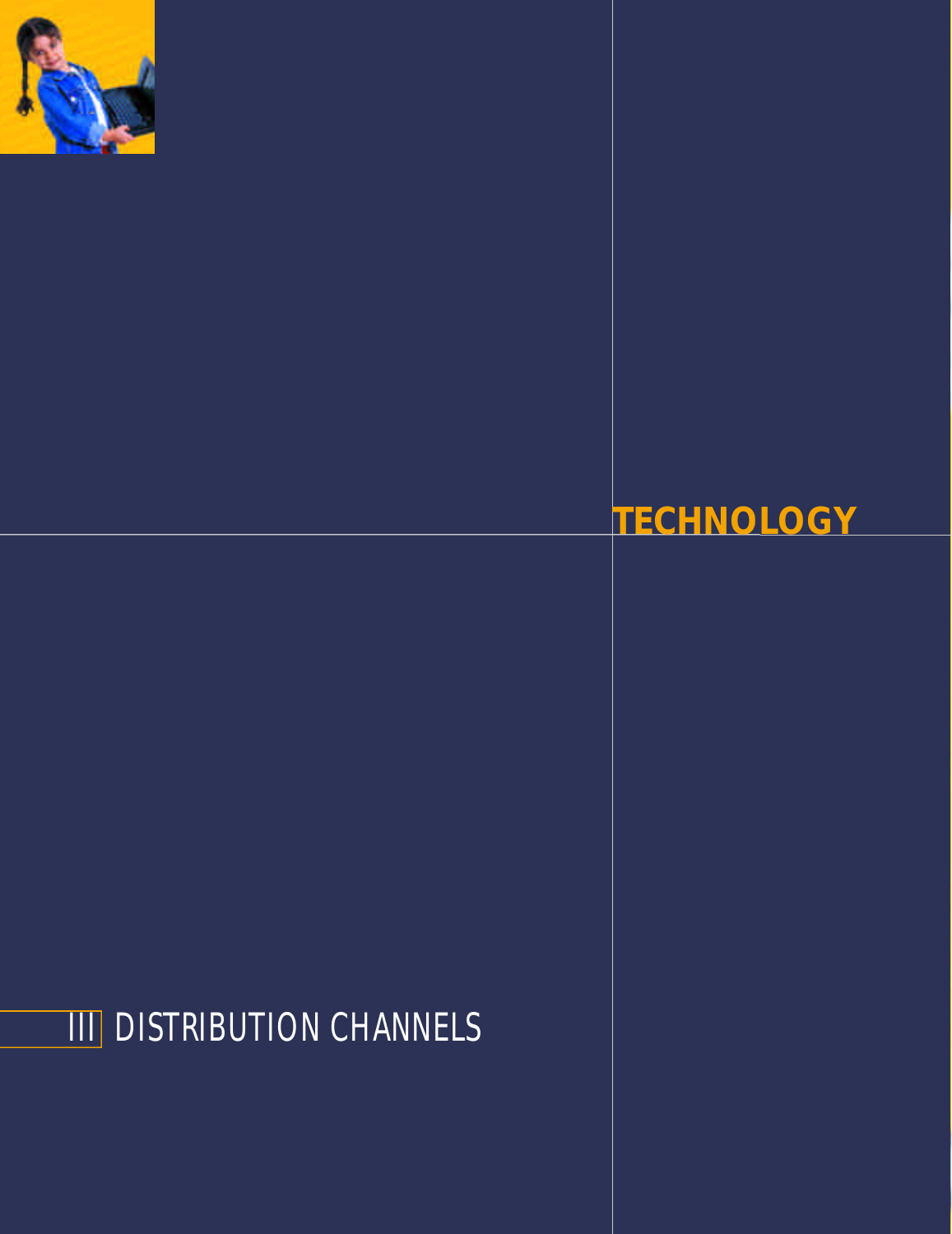# TECHNOLOGY

## III DISTRIBUTION CHANNELS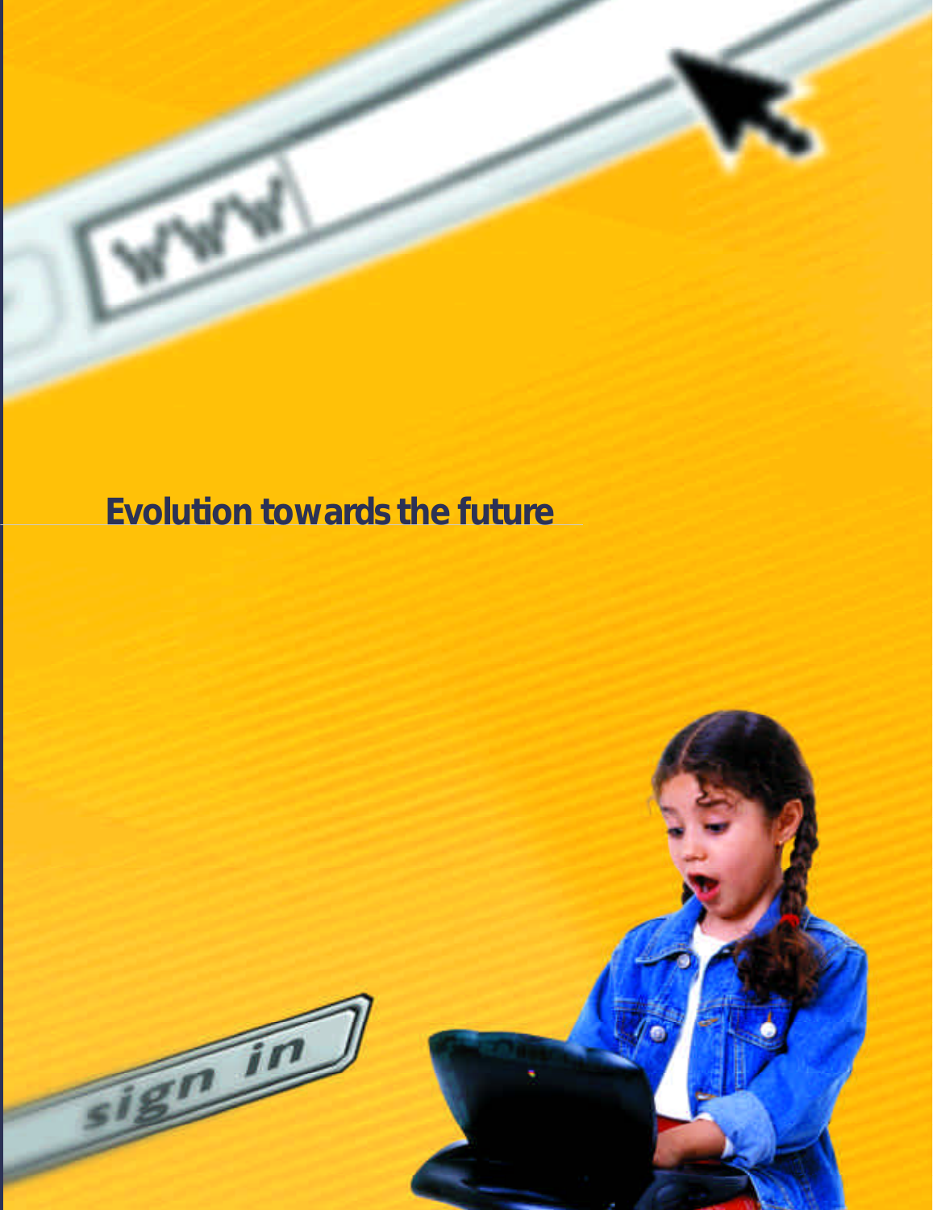# Evolution towards the future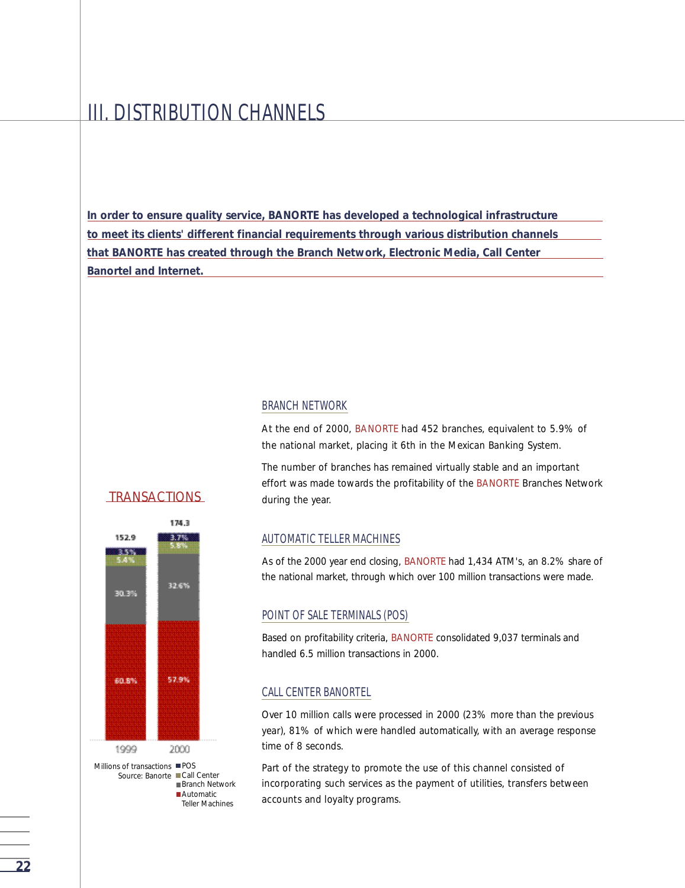# III. DISTRIBUTION CHANNELS

**In order to ensure quality service, BANORTE has developed a technological infrastructure to meet its clients' different financial requirements through various distribution channels that BANORTE has created through the Branch Network, Electronic Media, Call Center Banortel and Internet.**

## TRANSACTIONS

| | 1999 | 2000 |
|---|---|---|
| Total | 152.9 | 174.3 |
| POS | 3.5% | 3.7% |
| Call Center | 5.4% | 5.8% |
| Branch Network | 30.3% | 32.6% |
| Automatic Teller Machines | 60.8% | 57.9% |

Millions of transactions
Source: Banorte

## BRANCH NETWORK

At the end of 2000, BANORTE had 452 branches, equivalent to 5.9% of the national market, placing it 6th in the Mexican Banking System.

The number of branches has remained virtually stable and an important effort was made towards the profitability of the BANORTE Branches Network during the year.

## AUTOMATIC TELLER MACHINES

As of the 2000 year end closing, BANORTE had 1,434 ATM's, an 8.2% share of the national market, through which over 100 million transactions were made.

## POINT OF SALE TERMINALS (POS)

Based on profitability criteria, BANORTE consolidated 9,037 terminals and handled 6.5 million transactions in 2000.

## CALL CENTER BANORTEL

Over 10 million calls were processed in 2000 (23% more than the previous year), 81% of which were handled automatically, with an average response time of 8 seconds.

Part of the strategy to promote the use of this channel consisted of incorporating such services as the payment of utilities, transfers between accounts and loyalty programs.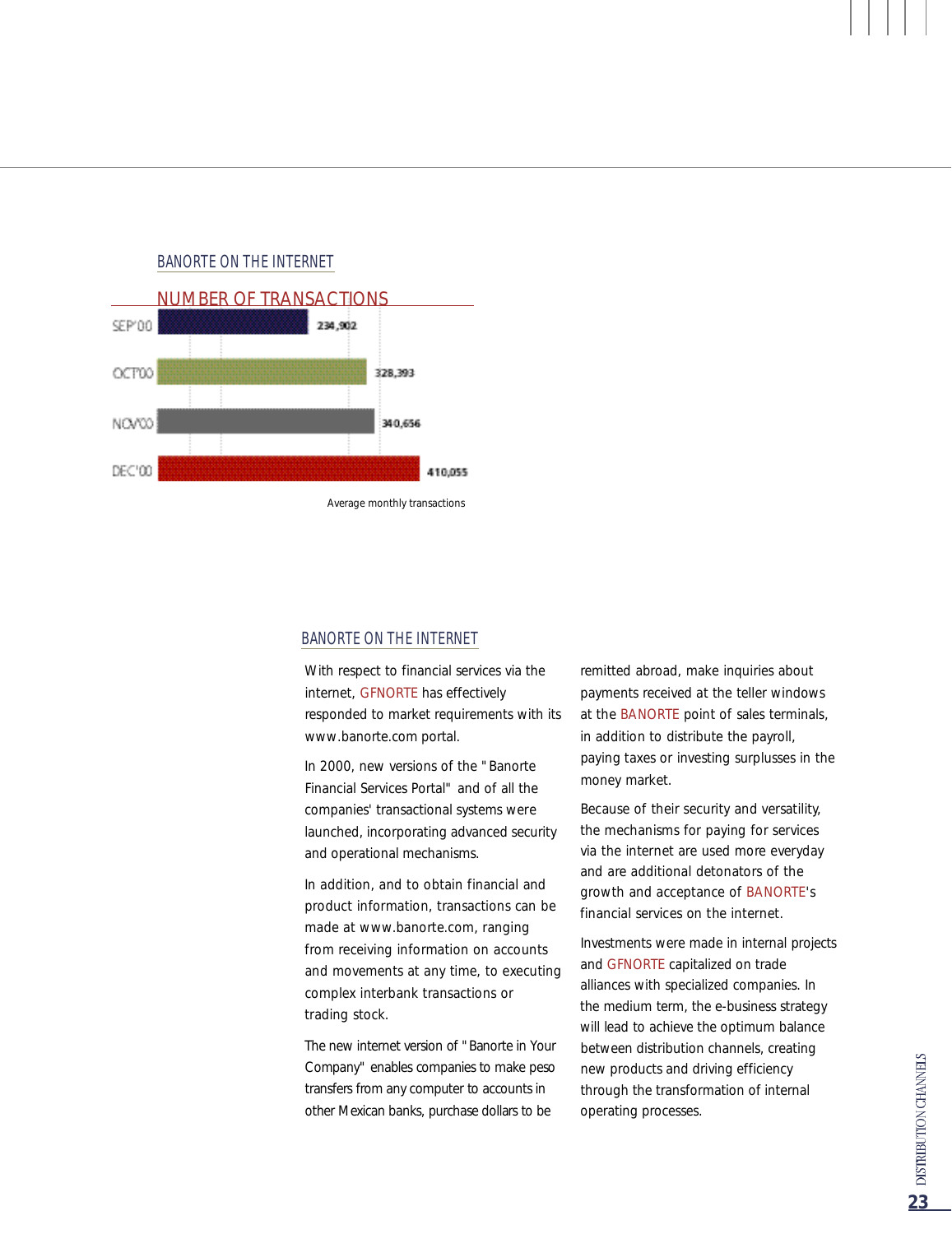## BANORTE ON THE INTERNET

### NUMBER OF TRANSACTIONS

| Month | Transactions |
| --- | --- |
| SEP'00 | 234,902 |
| OCT'00 | 328,393 |
| NOV'00 | 340,656 |
| DEC'00 | 410,055 |

Average monthly transactions

## BANORTE ON THE INTERNET

With respect to financial services via the internet, GFNORTE has effectively responded to market requirements with its www.banorte.com portal.

In 2000, new versions of the "Banorte Financial Services Portal" and of all the companies' transactional systems were launched, incorporating advanced security and operational mechanisms.

In addition, and to obtain financial and product information, transactions can be made at www.banorte.com, ranging from receiving information on accounts and movements at any time, to executing complex interbank transactions or trading stock.

The new internet version of "Banorte in Your Company" enables companies to make peso transfers from any computer to accounts in other Mexican banks, purchase dollars to be remitted abroad, make inquiries about payments received at the teller windows at the BANORTE point of sales terminals, in addition to distribute the payroll, paying taxes or investing surplusses in the money market.

Because of their security and versatility, the mechanisms for paying for services via the internet are used more everyday and are additional detonators of the growth and acceptance of BANORTE's financial services on the internet.

Investments were made in internal projects and GFNORTE capitalized on trade alliances with specialized companies. In the medium term, the e-business strategy will lead to achieve the optimum balance between distribution channels, creating new products and driving efficiency through the transformation of internal operating processes.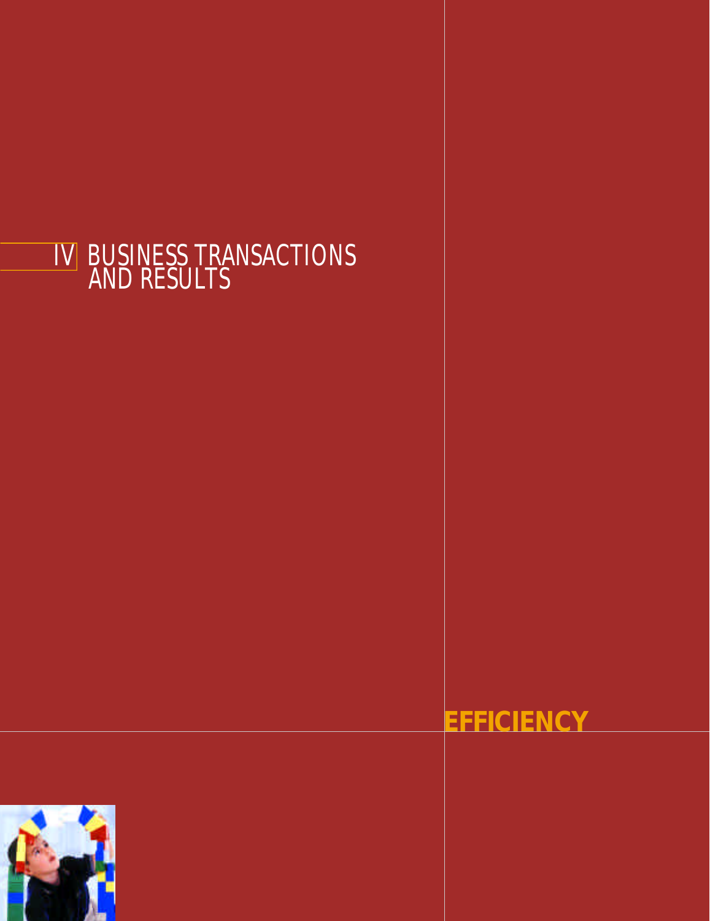# IV BUSINESS TRANSACTIONS AND RESULTS

**EFFICIENCY**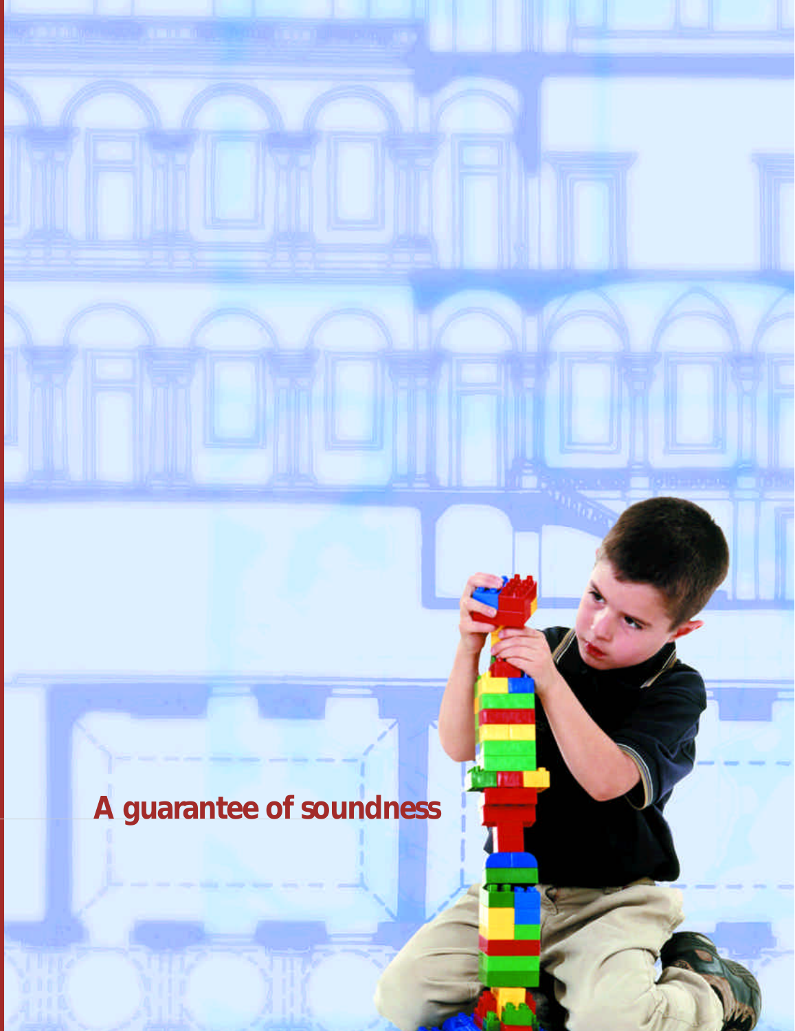# A guarantee of soundness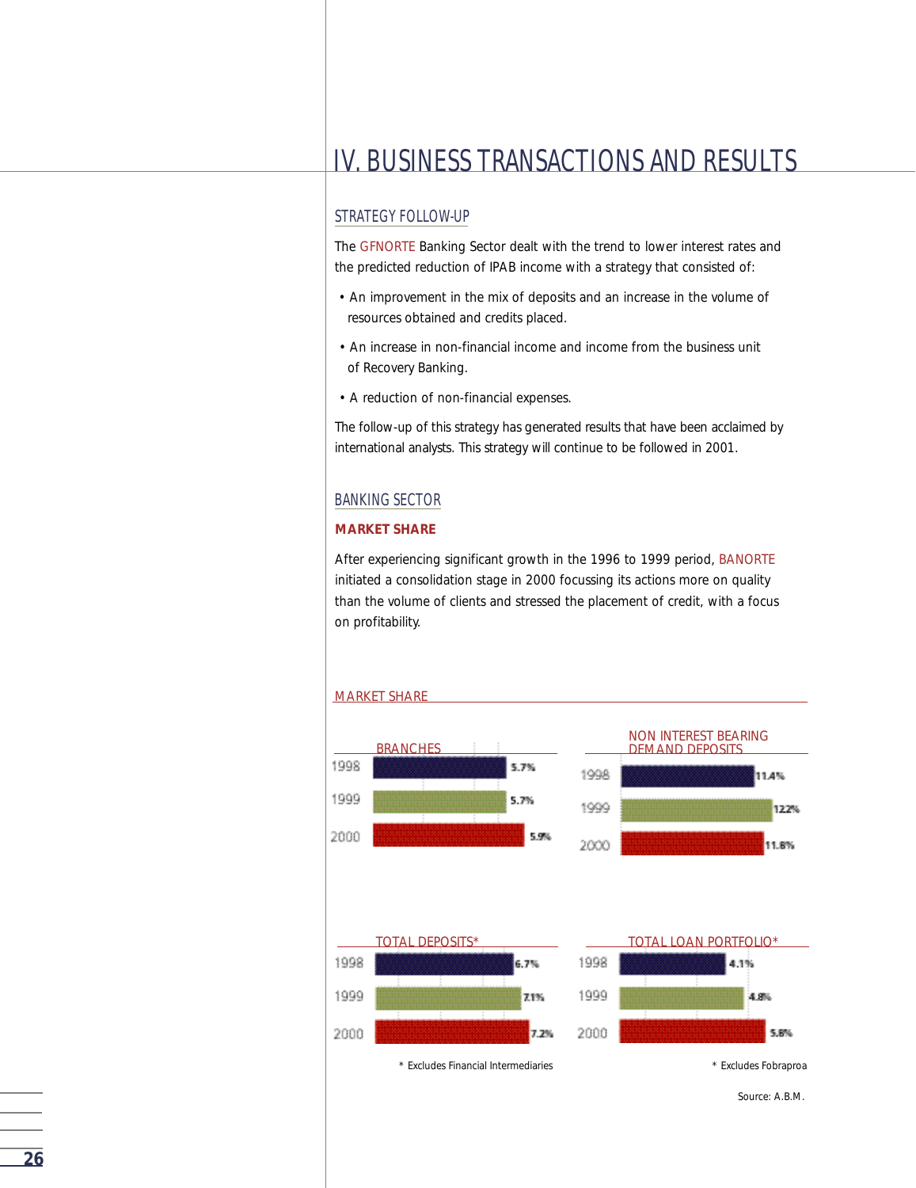# IV. BUSINESS TRANSACTIONS AND RESULTS

## STRATEGY FOLLOW-UP

The GFNORTE Banking Sector dealt with the trend to lower interest rates and the predicted reduction of IPAB income with a strategy that consisted of:

- An improvement in the mix of deposits and an increase in the volume of resources obtained and credits placed.
- An increase in non-financial income and income from the business unit of Recovery Banking.
- A reduction of non-financial expenses.

The follow-up of this strategy has generated results that have been acclaimed by international analysts. This strategy will continue to be followed in 2001.

## BANKING SECTOR

### MARKET SHARE

After experiencing significant growth in the 1996 to 1999 period, BANORTE initiated a consolidation stage in 2000 focussing its actions more on quality than the volume of clients and stressed the placement of credit, with a focus on profitability.

MARKET SHARE

| Year | BRANCHES | NON INTEREST BEARING DEMAND DEPOSITS | TOTAL DEPOSITS* | TOTAL LOAN PORTFOLIO* |
|---|---|---|---|---|
| 1998 | 5.7% | 11.4% | 6.7% | 4.1% |
| 1999 | 5.7% | 12.2% | 7.1% | 4.8% |
| 2000 | 5.9% | 11.8% | 7.2% | 5.8% |

* Excludes Financial Intermediaries (Total Deposits)

* Excludes Fobraproa (Total Loan Portfolio)

Source: A.B.M.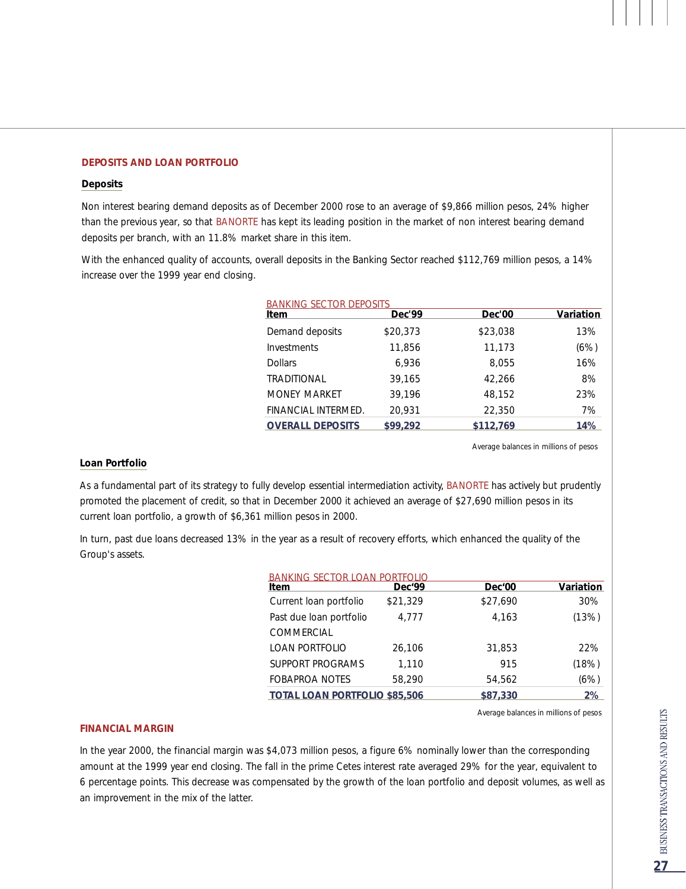## DEPOSITS AND LOAN PORTFOLIO

### Deposits

Non interest bearing demand deposits as of December 2000 rose to an average of $9,866 million pesos, 24% higher than the previous year, so that BANORTE has kept its leading position in the market of non interest bearing demand deposits per branch, with an 11.8% market share in this item.

With the enhanced quality of accounts, overall deposits in the Banking Sector reached $112,769 million pesos, a 14% increase over the 1999 year end closing.

BANKING SECTOR DEPOSITS

| Item | Dec'99 | Dec'00 | Variation |
|---|---|---|---|
| Demand deposits | $20,373 | $23,038 | 13% |
| Investments | 11,856 | 11,173 | (6%) |
| Dollars | 6,936 | 8,055 | 16% |
| TRADITIONAL | 39,165 | 42,266 | 8% |
| MONEY MARKET | 39,196 | 48,152 | 23% |
| FINANCIAL INTERMED. | 20,931 | 22,350 | 7% |
| **OVERALL DEPOSITS** | **$99,292** | **$112,769** | **14%** |

Average balances in millions of pesos

### Loan Portfolio

As a fundamental part of its strategy to fully develop essential intermediation activity, BANORTE has actively but prudently promoted the placement of credit, so that in December 2000 it achieved an average of $27,690 million pesos in its current loan portfolio, a growth of $6,361 million pesos in 2000.

In turn, past due loans decreased 13% in the year as a result of recovery efforts, which enhanced the quality of the Group's assets.

BANKING SECTOR LOAN PORTFOLIO

| Item | Dec'99 | Dec'00 | Variation |
|---|---|---|---|
| Current loan portfolio | $21,329 | $27,690 | 30% |
| Past due loan portfolio | 4,777 | 4,163 | (13%) |
| COMMERCIAL LOAN PORTFOLIO | 26,106 | 31,853 | 22% |
| SUPPORT PROGRAMS | 1,110 | 915 | (18%) |
| FOBAPROA NOTES | 58,290 | 54,562 | (6%) |
| **TOTAL LOAN PORTFOLIO** | **$85,506** | **$87,330** | **2%** |

Average balances in millions of pesos

## FINANCIAL MARGIN

In the year 2000, the financial margin was $4,073 million pesos, a figure 6% nominally lower than the corresponding amount at the 1999 year end closing. The fall in the prime Cetes interest rate averaged 29% for the year, equivalent to 6 percentage points. This decrease was compensated by the growth of the loan portfolio and deposit volumes, as well as an improvement in the mix of the latter.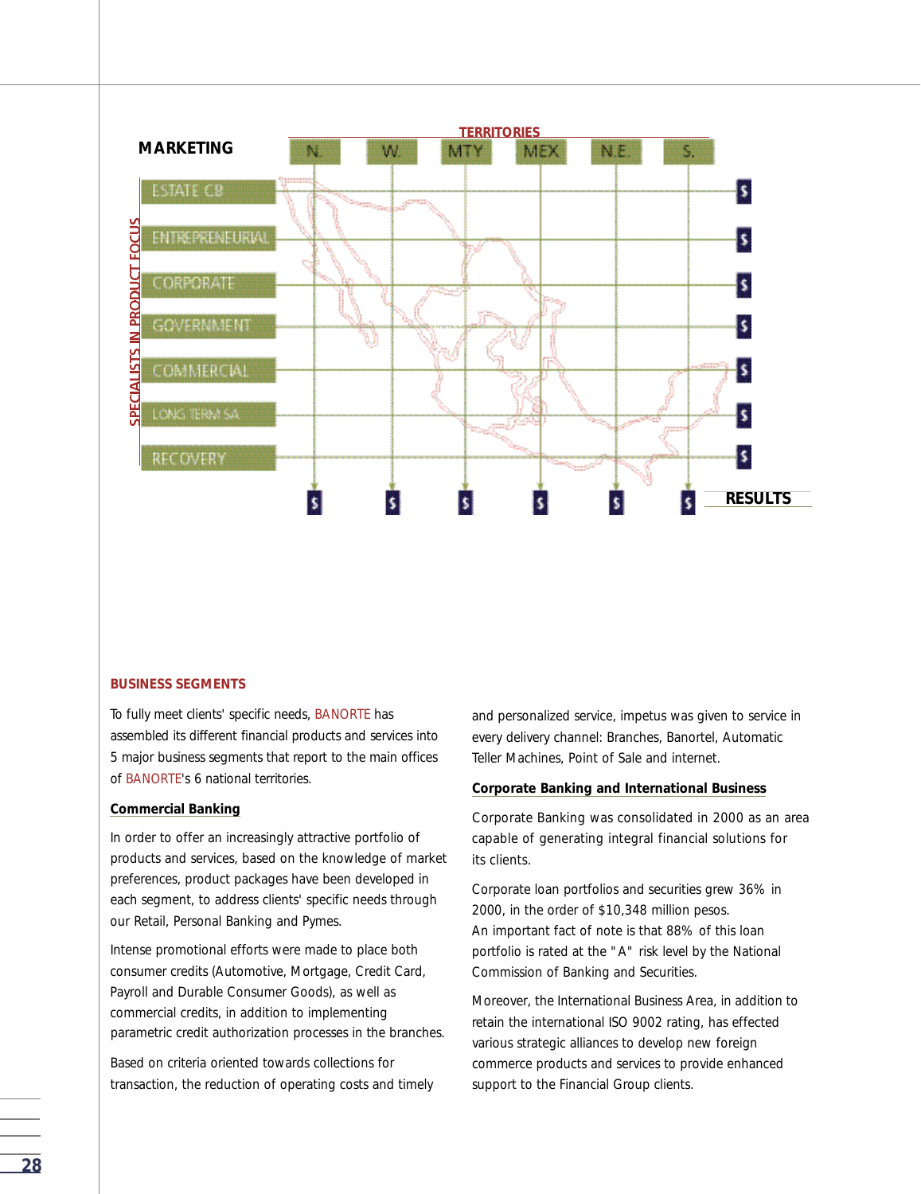MARKETING

TERRITORIES

| | N. | W. | MTY | MEX | N.E. | S. | |
|---|---|---|---|---|---|---|---|
| ESTATE CB | | | | | | | $ |
| ENTREPRENEURIAL | | | | | | | $ |
| CORPORATE | | | | | | | $ |
| GOVERNMENT | | | | | | | $ |
| COMMERCIAL | | | | | | | $ |
| LONG TERM SA | | | | | | | $ |
| RECOVERY | | | | | | | $ |
| | $ | $ | $ | $ | $ | $ | RESULTS |

SPECIALISTS IN PRODUCT FOCUS

## BUSINESS SEGMENTS

To fully meet clients' specific needs, BANORTE has assembled its different financial products and services into 5 major business segments that report to the main offices of BANORTE's 6 national territories.

### Commercial Banking

In order to offer an increasingly attractive portfolio of products and services, based on the knowledge of market preferences, product packages have been developed in each segment, to address clients' specific needs through our Retail, Personal Banking and Pymes.

Intense promotional efforts were made to place both consumer credits (Automotive, Mortgage, Credit Card, Payroll and Durable Consumer Goods), as well as commercial credits, in addition to implementing parametric credit authorization processes in the branches.

Based on criteria oriented towards collections for transaction, the reduction of operating costs and timely and personalized service, impetus was given to service in every delivery channel: Branches, Banortel, Automatic Teller Machines, Point of Sale and internet.

### Corporate Banking and International Business

Corporate Banking was consolidated in 2000 as an area capable of generating integral financial solutions for its clients.

Corporate loan portfolios and securities grew 36% in 2000, in the order of $10,348 million pesos.
An important fact of note is that 88% of this loan portfolio is rated at the "A" risk level by the National Commission of Banking and Securities.

Moreover, the International Business Area, in addition to retain the international ISO 9002 rating, has effected various strategic alliances to develop new foreign commerce products and services to provide enhanced support to the Financial Group clients.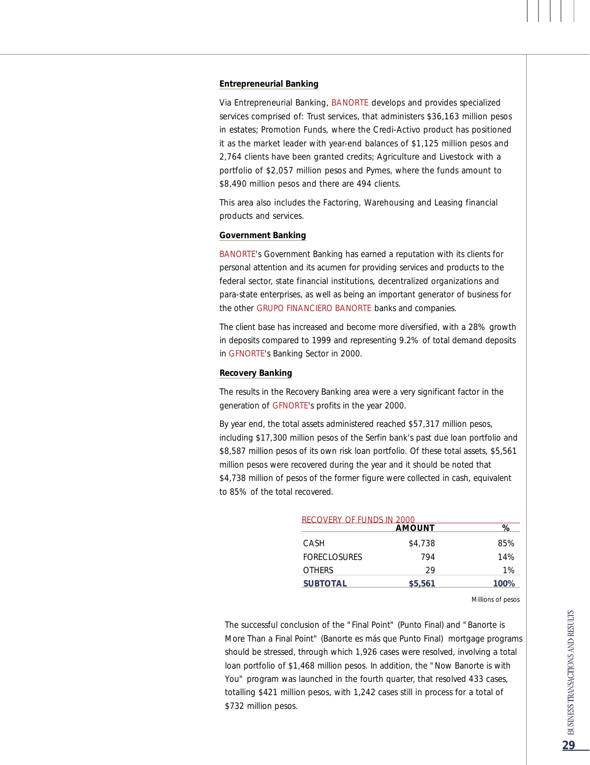### Entrepreneurial Banking

Via Entrepreneurial Banking, BANORTE develops and provides specialized services comprised of: Trust services, that administers $36,163 million pesos in estates; Promotion Funds, where the Credi-Activo product has positioned it as the market leader with year-end balances of $1,125 million pesos and 2,764 clients have been granted credits; Agriculture and Livestock with a portfolio of $2,057 million pesos and Pymes, where the funds amount to $8,490 million pesos and there are 494 clients.

This area also includes the Factoring, Warehousing and Leasing financial products and services.

### Government Banking

BANORTE's Government Banking has earned a reputation with its clients for personal attention and its acumen for providing services and products to the federal sector, state financial institutions, decentralized organizations and para-state enterprises, as well as being an important generator of business for the other GRUPO FINANCIERO BANORTE banks and companies.

The client base has increased and become more diversified, with a 28% growth in deposits compared to 1999 and representing 9.2% of total demand deposits in GFNORTE's Banking Sector in 2000.

### Recovery Banking

The results in the Recovery Banking area were a very significant factor in the generation of GFNORTE's profits in the year 2000.

By year end, the total assets administered reached $57,317 million pesos, including $17,300 million pesos of the Serfin bank's past due loan portfolio and $8,587 million pesos of its own risk loan portfolio. Of these total assets, $5,561 million pesos were recovered during the year and it should be noted that $4,738 million of pesos of the former figure were collected in cash, equivalent to 85% of the total recovered.

RECOVERY OF FUNDS IN 2000

| | AMOUNT | % |
|---|---|---|
| CASH | $4,738 | 85% |
| FORECLOSURES | 794 | 14% |
| OTHERS | 29 | 1% |
| **SUBTOTAL** | **$5,561** | **100%** |

Millions of pesos

The successful conclusion of the "Final Point" (Punto Final) and "Banorte is More Than a Final Point" (Banorte es más que Punto Final) mortgage programs should be stressed, through which 1,926 cases were resolved, involving a total loan portfolio of $1,468 million pesos. In addition, the "Now Banorte is with You" program was launched in the fourth quarter, that resolved 433 cases, totalling $421 million pesos, with 1,242 cases still in process for a total of $732 million pesos.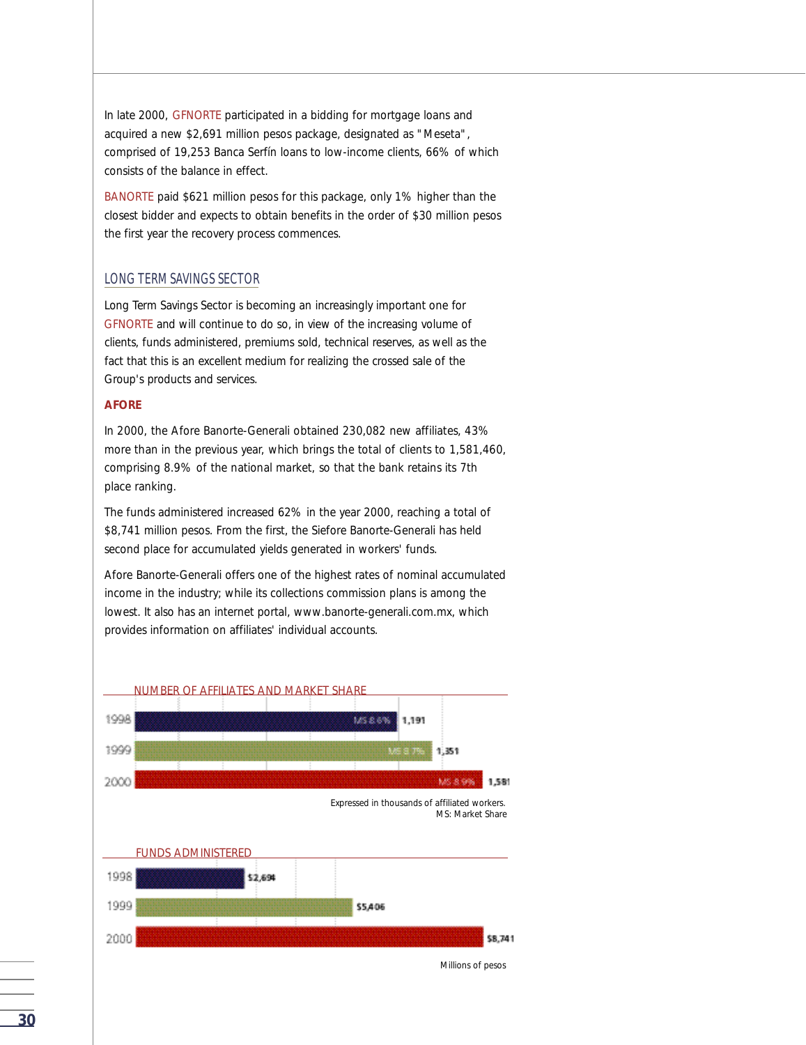In late 2000, GFNORTE participated in a bidding for mortgage loans and acquired a new $2,691 million pesos package, designated as "Meseta", comprised of 19,253 Banca Serfín loans to low-income clients, 66% of which consists of the balance in effect.

BANORTE paid $621 million pesos for this package, only 1% higher than the closest bidder and expects to obtain benefits in the order of $30 million pesos the first year the recovery process commences.

## LONG TERM SAVINGS SECTOR

Long Term Savings Sector is becoming an increasingly important one for GFNORTE and will continue to do so, in view of the increasing volume of clients, funds administered, premiums sold, technical reserves, as well as the fact that this is an excellent medium for realizing the crossed sale of the Group's products and services.

### AFORE

In 2000, the Afore Banorte-Generali obtained 230,082 new affiliates, 43% more than in the previous year, which brings the total of clients to 1,581,460, comprising 8.9% of the national market, so that the bank retains its 7th place ranking.

The funds administered increased 62% in the year 2000, reaching a total of $8,741 million pesos. From the first, the Siefore Banorte-Generali has held second place for accumulated yields generated in workers' funds.

Afore Banorte-Generali offers one of the highest rates of nominal accumulated income in the industry; while its collections commission plans is among the lowest. It also has an internet portal, www.banorte-generali.com.mx, which provides information on affiliates' individual accounts.

**NUMBER OF AFFILIATES AND MARKET SHARE**

| Year | MS | Affiliates |
|---|---|---|
| 1998 | MS 8.6% | 1,191 |
| 1999 | MS 8.7% | 1,351 |
| 2000 | MS 8.9% | 1,581 |

Expressed in thousands of affiliated workers.
MS: Market Share

**FUNDS ADMINISTERED**

| Year | Funds |
|---|---|
| 1998 | $2,694 |
| 1999 | $5,406 |
| 2000 | $8,741 |

Millions of pesos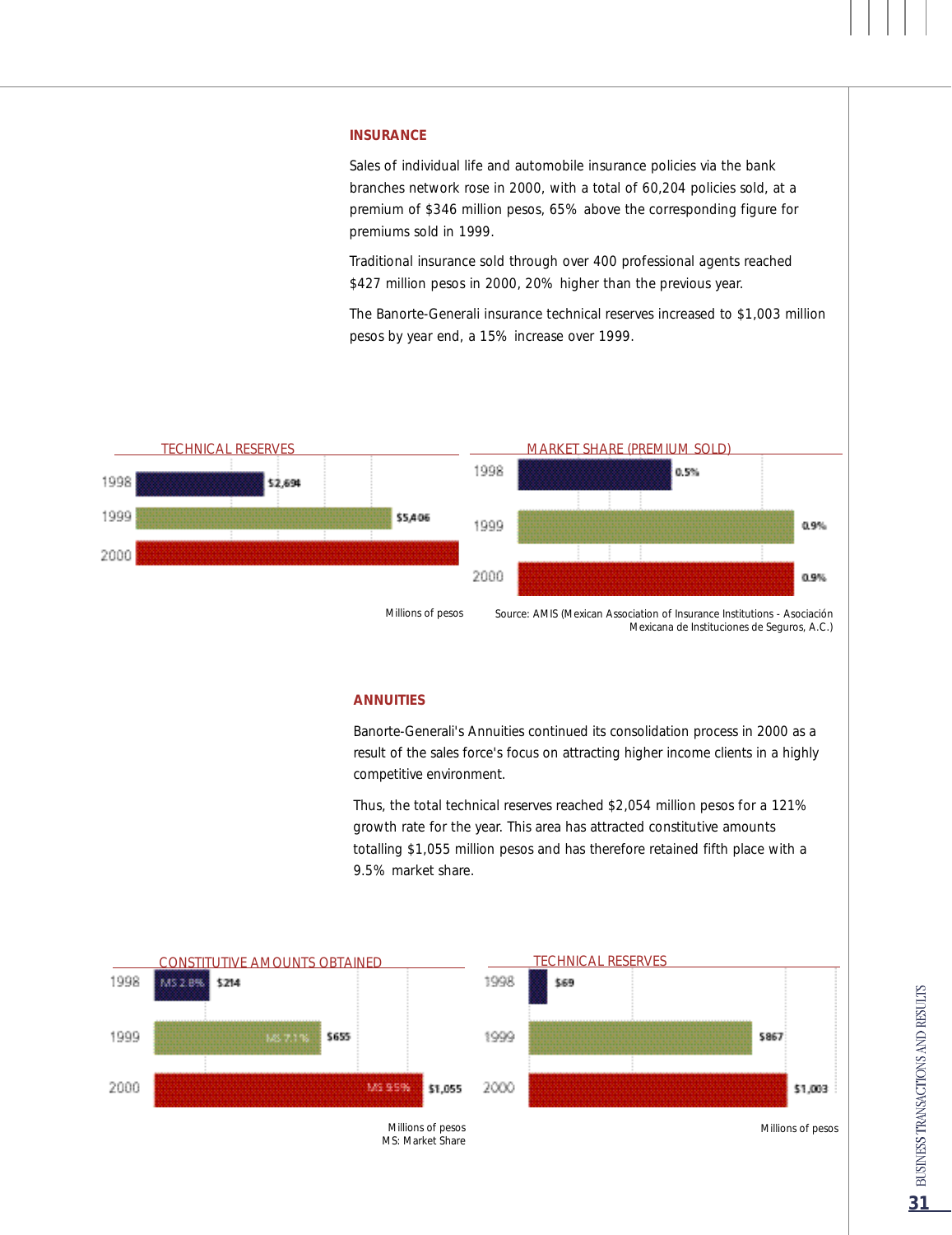## INSURANCE

Sales of individual life and automobile insurance policies via the bank branches network rose in 2000, with a total of 60,204 policies sold, at a premium of $346 million pesos, 65% above the corresponding figure for premiums sold in 1999.

Traditional insurance sold through over 400 professional agents reached $427 million pesos in 2000, 20% higher than the previous year.

The Banorte-Generali insurance technical reserves increased to $1,003 million pesos by year end, a 15% increase over 1999.

TECHNICAL RESERVES

| Year | Amount |
|---|---|
| 1998 | $2,694 |
| 1999 | $5,406 |
| 2000 | |

Millions of pesos

MARKET SHARE (PREMIUM SOLD)

| Year | Market Share |
|---|---|
| 1998 | 0.5% |
| 1999 | 0.9% |
| 2000 | 0.9% |

Source: AMIS (Mexican Association of Insurance Institutions - Asociación Mexicana de Instituciones de Seguros, A.C.)

## ANNUITIES

Banorte-Generali's Annuities continued its consolidation process in 2000 as a result of the sales force's focus on attracting higher income clients in a highly competitive environment.

Thus, the total technical reserves reached $2,054 million pesos for a 121% growth rate for the year. This area has attracted constitutive amounts totalling $1,055 million pesos and has therefore retained fifth place with a 9.5% market share.

CONSTITUTIVE AMOUNTS OBTAINED

| Year | MS | Amount |
|---|---|---|
| 1998 | MS 2.8% | $214 |
| 1999 | MS 7.1% | $655 |
| 2000 | MS 9.5% | $1,055 |

Millions of pesos
MS: Market Share

TECHNICAL RESERVES

| Year | Amount |
|---|---|
| 1998 | $69 |
| 1999 | $867 |
| 2000 | $1,003 |

Millions of pesos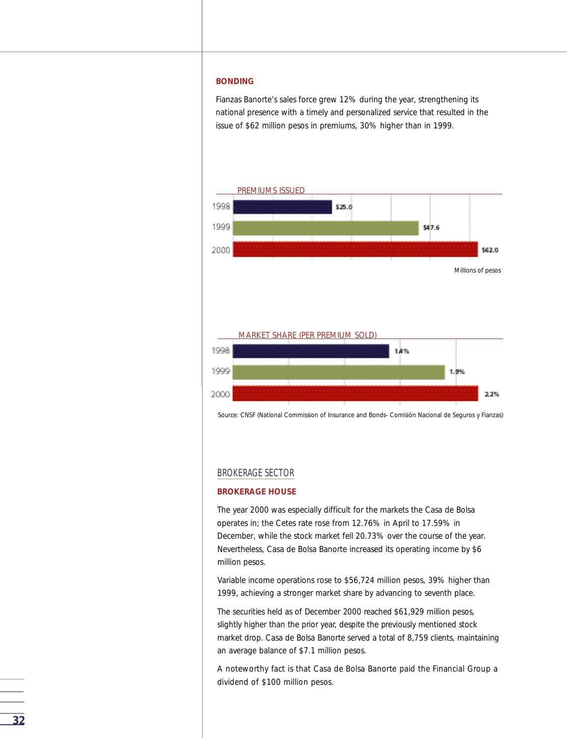## BONDING

Fianzas Banorte's sales force grew 12% during the year, strengthening its national presence with a timely and personalized service that resulted in the issue of $62 million pesos in premiums, 30% higher than in 1999.

PREMIUMS ISSUED

| Year | Amount |
|---|---|
| 1998 | $25.0 |
| 1999 | $47.6 |
| 2000 | $62.0 |

Millions of pesos

MARKET SHARE (PER PREMIUM SOLD)

| Year | Share |
|---|---|
| 1998 | 1.4% |
| 1999 | 1.9% |
| 2000 | 2.2% |

Source: CNSF (National Commission of Insurance and Bonds- Comisión Nacional de Seguros y Fianzas)

## BROKERAGE SECTOR

### BROKERAGE HOUSE

The year 2000 was especially difficult for the markets the Casa de Bolsa operates in; the Cetes rate rose from 12.76% in April to 17.59% in December, while the stock market fell 20.73% over the course of the year. Nevertheless, Casa de Bolsa Banorte increased its operating income by $6 million pesos.

Variable income operations rose to $56,724 million pesos, 39% higher than 1999, achieving a stronger market share by advancing to seventh place.

The securities held as of December 2000 reached $61,929 million pesos, slightly higher than the prior year, despite the previously mentioned stock market drop. Casa de Bolsa Banorte served a total of 8,759 clients, maintaining an average balance of $7.1 million pesos.

A noteworthy fact is that Casa de Bolsa Banorte paid the Financial Group a dividend of $100 million pesos.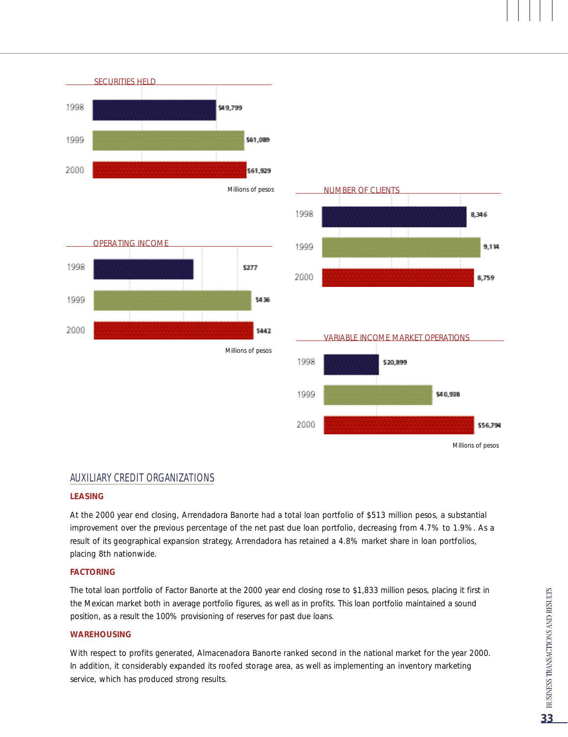SECURITIES HELD

| Year | Value |
| --- | --- |
| 1998 | $49,799 |
| 1999 | $61,089 |
| 2000 | $61,929 |

Millions of pesos

NUMBER OF CLIENTS

| Year | Value |
| --- | --- |
| 1998 | 8,346 |
| 1999 | 9,114 |
| 2000 | 8,759 |

OPERATING INCOME

| Year | Value |
| --- | --- |
| 1998 | $277 |
| 1999 | $436 |
| 2000 | $442 |

Millions of pesos

VARIABLE INCOME MARKET OPERATIONS

| Year | Value |
| --- | --- |
| 1998 | $20,899 |
| 1999 | $40,938 |
| 2000 | $56,794 |

Millions of pesos

## AUXILIARY CREDIT ORGANIZATIONS

### LEASING

At the 2000 year end closing, Arrendadora Banorte had a total loan portfolio of $513 million pesos, a substantial improvement over the previous percentage of the net past due loan portfolio, decreasing from 4.7% to 1.9%. As a result of its geographical expansion strategy, Arrendadora has retained a 4.8% market share in loan portfolios, placing 8th nationwide.

### FACTORING

The total loan portfolio of Factor Banorte at the 2000 year end closing rose to $1,833 million pesos, placing it first in the Mexican market both in average portfolio figures, as well as in profits. This loan portfolio maintained a sound position, as a result the 100% provisioning of reserves for past due loans.

### WAREHOUSING

With respect to profits generated, Almacenadora Banorte ranked second in the national market for the year 2000. In addition, it considerably expanded its roofed storage area, as well as implementing an inventory marketing service, which has produced strong results.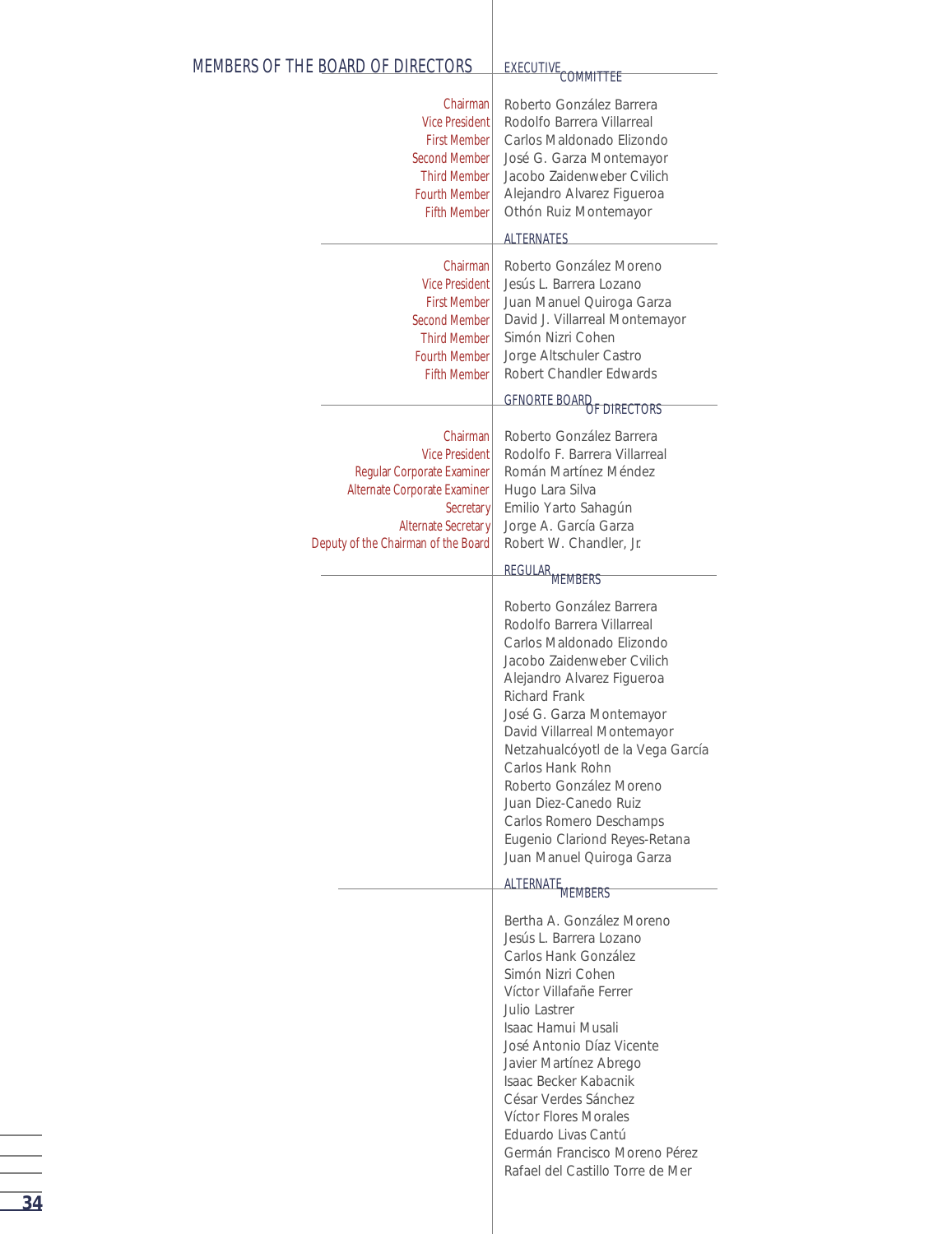# MEMBERS OF THE BOARD OF DIRECTORS

## EXECUTIVE COMMITTEE

| | |
|---|---|
| Chairman | Roberto González Barrera |
| Vice President | Rodolfo Barrera Villarreal |
| First Member | Carlos Maldonado Elizondo |
| Second Member | José G. Garza Montemayor |
| Third Member | Jacobo Zaidenweber Cvilich |
| Fourth Member | Alejandro Alvarez Figueroa |
| Fifth Member | Othón Ruiz Montemayor |

## ALTERNATES

| | |
|---|---|
| Chairman | Roberto González Moreno |
| Vice President | Jesús L. Barrera Lozano |
| First Member | Juan Manuel Quiroga Garza |
| Second Member | David J. Villarreal Montemayor |
| Third Member | Simón Nizri Cohen |
| Fourth Member | Jorge Altschuler Castro |
| Fifth Member | Robert Chandler Edwards |

## GFNORTE BOARD OF DIRECTORS

| | |
|---|---|
| Chairman | Roberto González Barrera |
| Vice President | Rodolfo F. Barrera Villarreal |
| Regular Corporate Examiner | Román Martínez Méndez |
| Alternate Corporate Examiner | Hugo Lara Silva |
| Secretary | Emilio Yarto Sahagún |
| Alternate Secretary | Jorge A. García Garza |
| Deputy of the Chairman of the Board | Robert W. Chandler, Jr. |

## REGULAR MEMBERS

Roberto González Barrera
Rodolfo Barrera Villarreal
Carlos Maldonado Elizondo
Jacobo Zaidenweber Cvilich
Alejandro Alvarez Figueroa
Richard Frank
José G. Garza Montemayor
David Villarreal Montemayor
Netzahualcóyotl de la Vega García
Carlos Hank Rohn
Roberto González Moreno
Juan Diez-Canedo Ruiz
Carlos Romero Deschamps
Eugenio Clariond Reyes-Retana
Juan Manuel Quiroga Garza

## ALTERNATE MEMBERS

Bertha A. González Moreno
Jesús L. Barrera Lozano
Carlos Hank González
Simón Nizri Cohen
Víctor Villafañe Ferrer
Julio Lastrer
Isaac Hamui Musali
José Antonio Díaz Vicente
Javier Martínez Abrego
Isaac Becker Kabacnik
César Verdes Sánchez
Víctor Flores Morales
Eduardo Livas Cantú
Germán Francisco Moreno Pérez
Rafael del Castillo Torre de Mer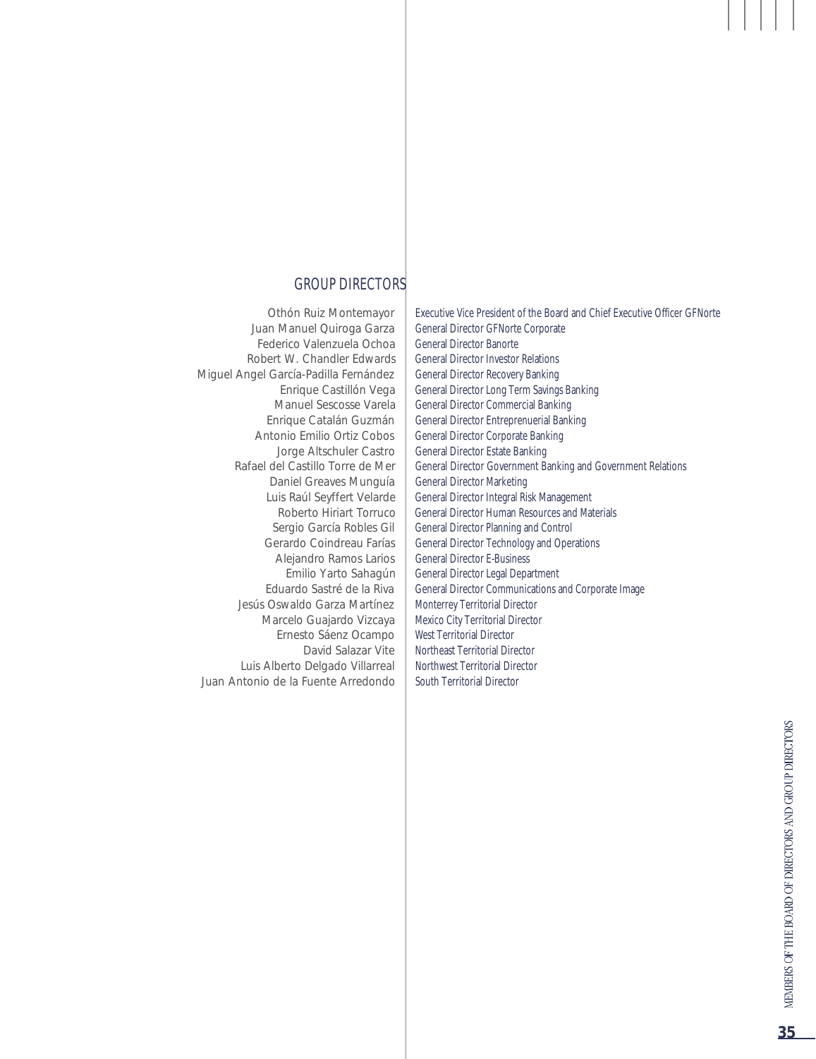## GROUP DIRECTORS

| | |
|---|---|
| Othón Ruiz Montemayor | Executive Vice President of the Board and Chief Executive Officer GFNorte |
| Juan Manuel Quiroga Garza | General Director GFNorte Corporate |
| Federico Valenzuela Ochoa | General Director Banorte |
| Robert W. Chandler Edwards | General Director Investor Relations |
| Miguel Angel García-Padilla Fernández | General Director Recovery Banking |
| Enrique Castillón Vega | General Director Long Term Savings Banking |
| Manuel Sescosse Varela | General Director Commercial Banking |
| Enrique Catalán Guzmán | General Director Entreprenuerial Banking |
| Antonio Emilio Ortiz Cobos | General Director Corporate Banking |
| Jorge Altschuler Castro | General Director Estate Banking |
| Rafael del Castillo Torre de Mer | General Director Government Banking and Government Relations |
| Daniel Greaves Munguía | General Director Marketing |
| Luis Raúl Seyffert Velarde | General Director Integral Risk Management |
| Roberto Hiriart Torruco | General Director Human Resources and Materials |
| Sergio García Robles Gil | General Director Planning and Control |
| Gerardo Coindreau Farías | General Director Technology and Operations |
| Alejandro Ramos Larios | General Director E-Business |
| Emilio Yarto Sahagún | General Director Legal Department |
| Eduardo Sastré de la Riva | General Director Communications and Corporate Image |
| Jesús Oswaldo Garza Martínez | Monterrey Territorial Director |
| Marcelo Guajardo Vizcaya | Mexico City Territorial Director |
| Ernesto Sáenz Ocampo | West Territorial Director |
| David Salazar Vite | Northeast Territorial Director |
| Luis Alberto Delgado Villarreal | Northwest Territorial Director |
| Juan Antonio de la Fuente Arredondo | South Territorial Director |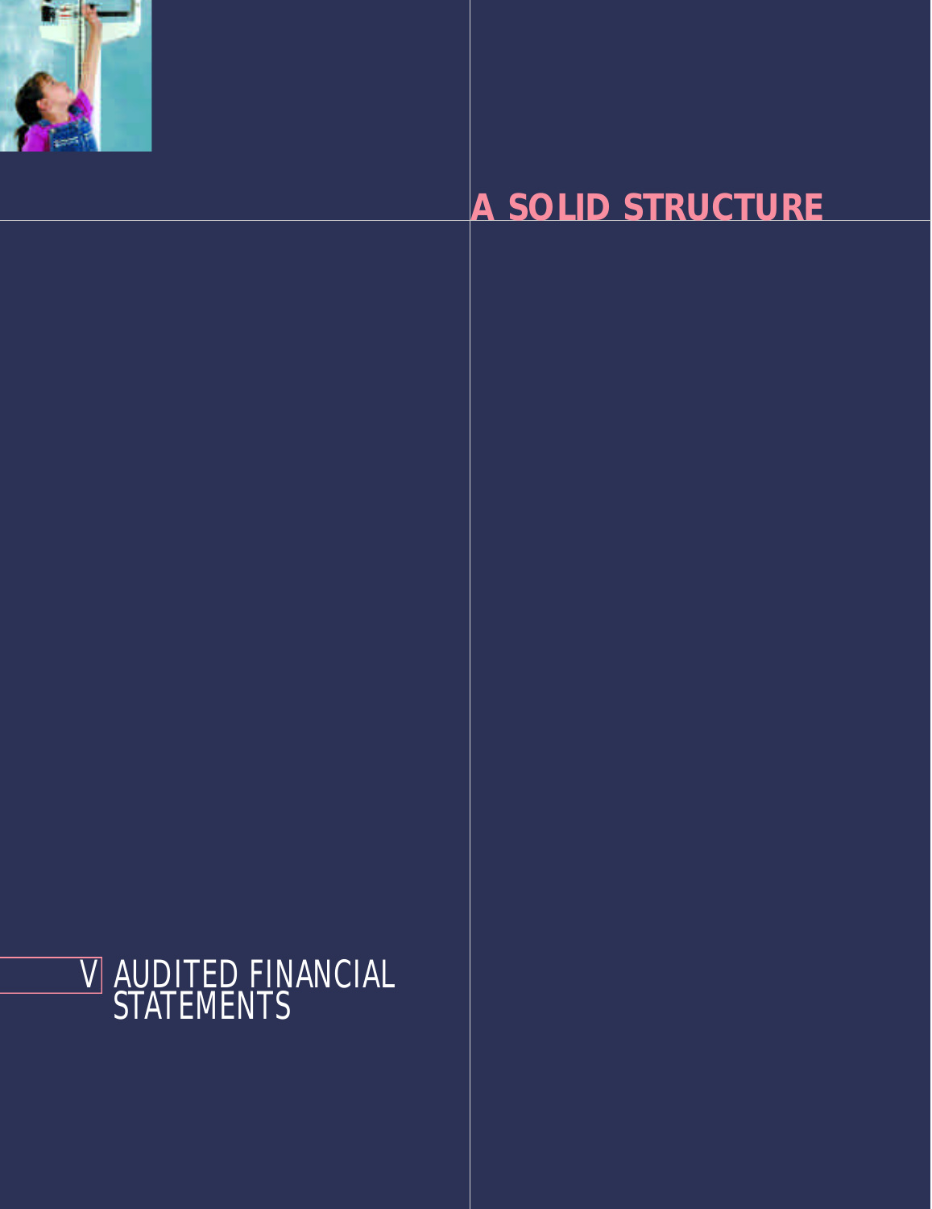# A SOLID STRUCTURE

## V AUDITED FINANCIAL STATEMENTS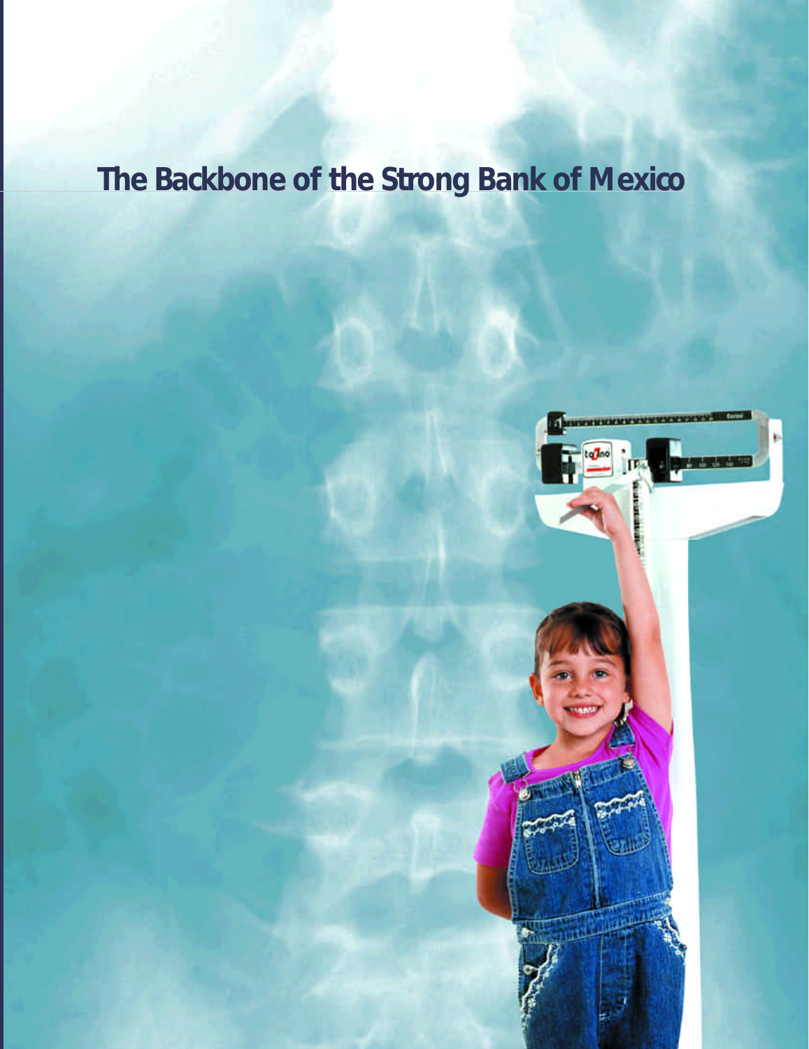# The Backbone of the Strong Bank of Mexico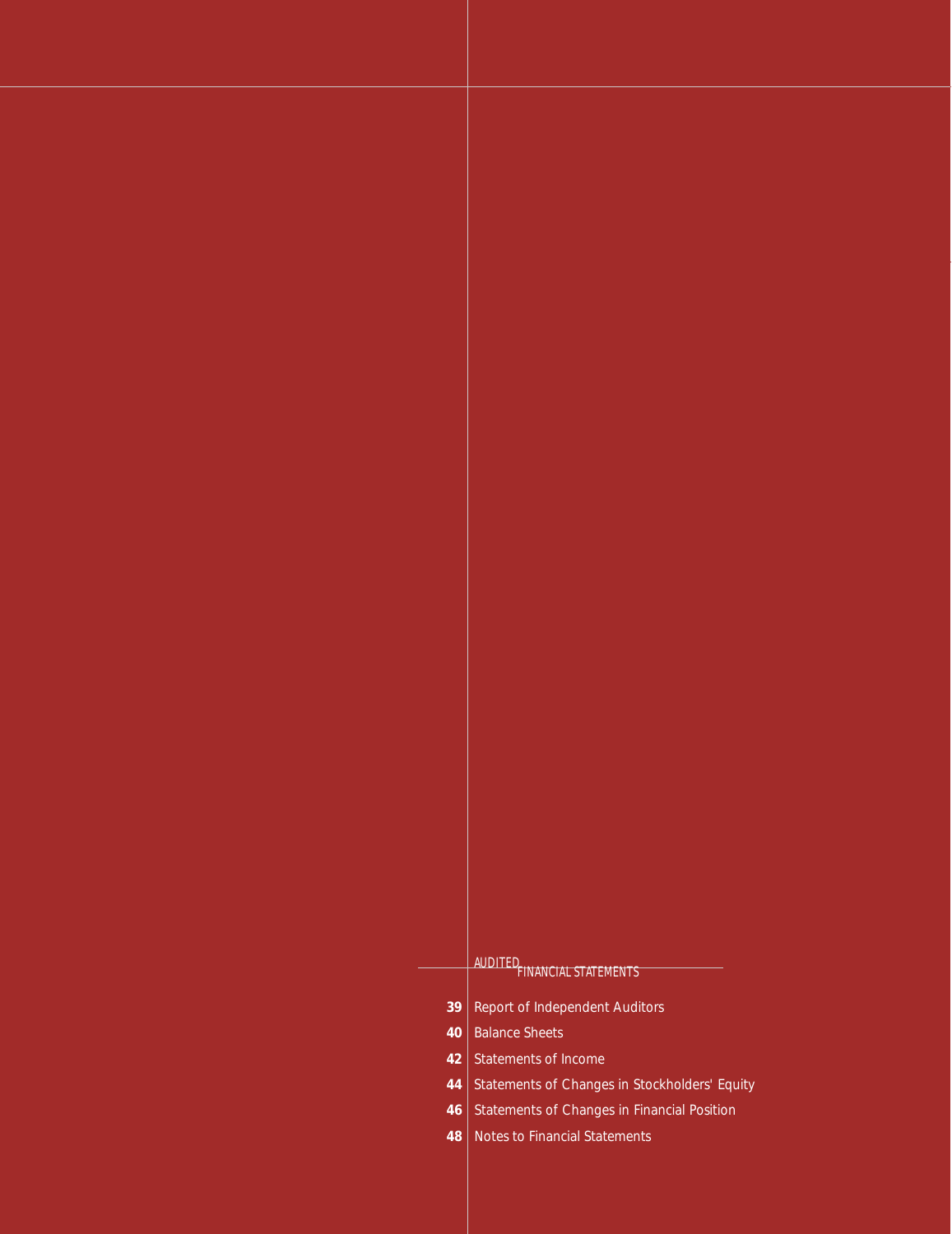# AUDITED FINANCIAL STATEMENTS

39 Report of Independent Auditors

40 Balance Sheets

42 Statements of Income

44 Statements of Changes in Stockholders' Equity

46 Statements of Changes in Financial Position

48 Notes to Financial Statements